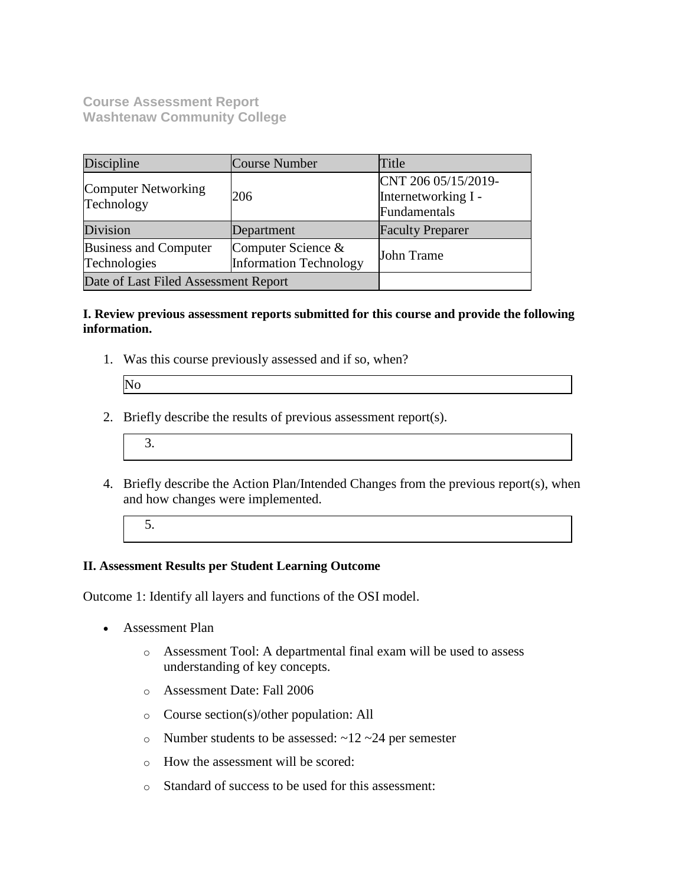**Course Assessment Report**
**Washtenaw Community College**

| Discipline | Course Number | Title |
|---|---|---|
| Computer Networking Technology | 206 | CNT 206 05/15/2019-Internetworking I - Fundamentals |
| Division | Department | Faculty Preparer |
| Business and Computer Technologies | Computer Science & Information Technology | John Trame |
| Date of Last Filed Assessment Report | | |

**I. Review previous assessment reports submitted for this course and provide the following information.**

1. Was this course previously assessed and if so, when?

   No

2. Briefly describe the results of previous assessment report(s).

   3.

4. Briefly describe the Action Plan/Intended Changes from the previous report(s), when and how changes were implemented.

   5.

**II. Assessment Results per Student Learning Outcome**

Outcome 1: Identify all layers and functions of the OSI model.

- Assessment Plan
  - Assessment Tool: A departmental final exam will be used to assess understanding of key concepts.
  - Assessment Date: Fall 2006
  - Course section(s)/other population: All
  - Number students to be assessed: ~12 ~24 per semester
  - How the assessment will be scored:
  - Standard of success to be used for this assessment: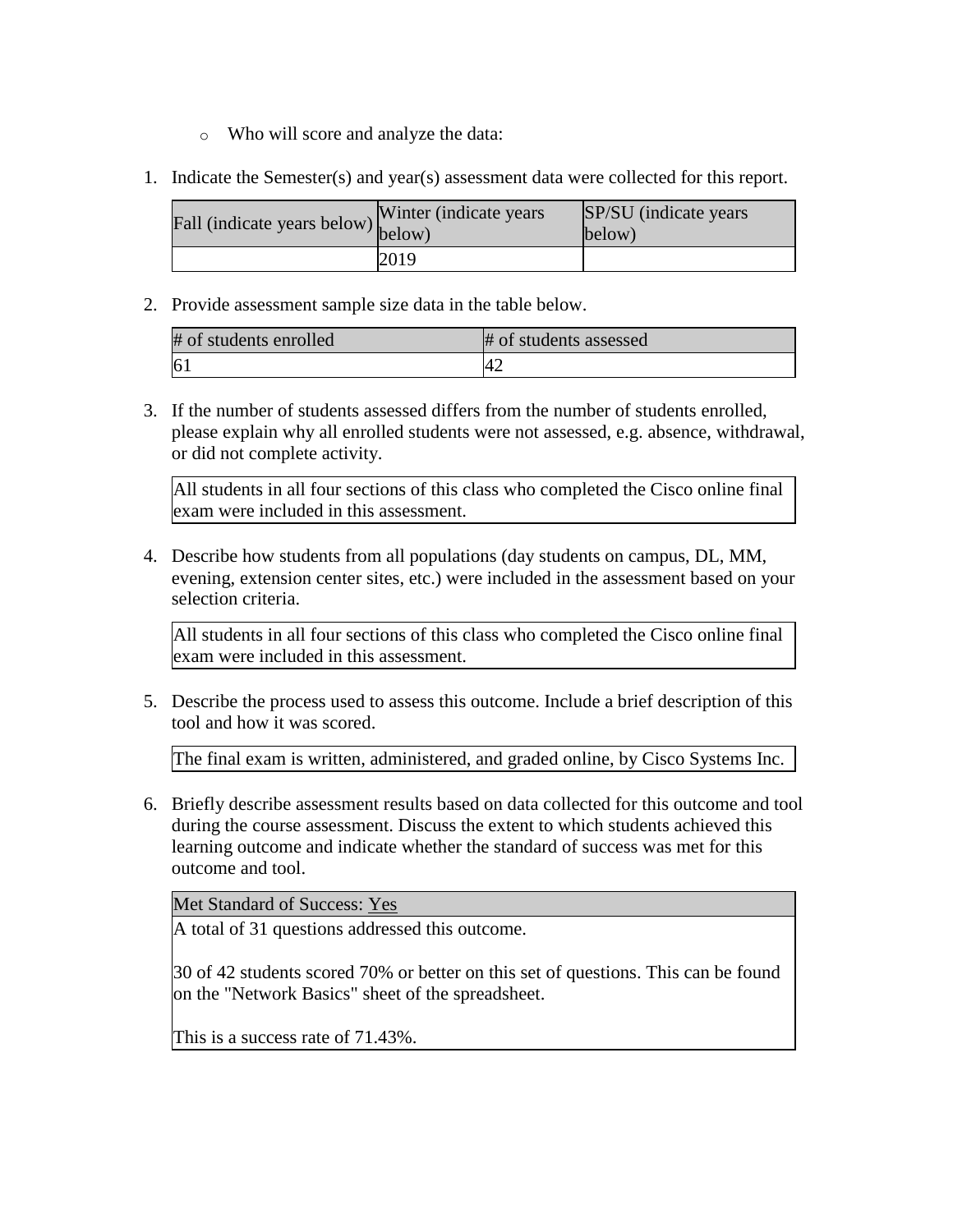- Who will score and analyze the data:

1. Indicate the Semester(s) and year(s) assessment data were collected for this report.

| Fall (indicate years below) | Winter (indicate years below) | SP/SU (indicate years below) |
|---|---|---|
| | 2019 | |

2. Provide assessment sample size data in the table below.

| # of students enrolled | # of students assessed |
|---|---|
| 61 | 42 |

3. If the number of students assessed differs from the number of students enrolled, please explain why all enrolled students were not assessed, e.g. absence, withdrawal, or did not complete activity.

| All students in all four sections of this class who completed the Cisco online final exam were included in this assessment. |
|---|

4. Describe how students from all populations (day students on campus, DL, MM, evening, extension center sites, etc.) were included in the assessment based on your selection criteria.

| All students in all four sections of this class who completed the Cisco online final exam were included in this assessment. |
|---|

5. Describe the process used to assess this outcome. Include a brief description of this tool and how it was scored.

| The final exam is written, administered, and graded online, by Cisco Systems Inc. |
|---|

6. Briefly describe assessment results based on data collected for this outcome and tool during the course assessment. Discuss the extent to which students achieved this learning outcome and indicate whether the standard of success was met for this outcome and tool.

| Met Standard of Success: Yes |
|---|
| A total of 31 questions addressed this outcome.<br><br>30 of 42 students scored 70% or better on this set of questions. This can be found on the "Network Basics" sheet of the spreadsheet.<br><br>This is a success rate of 71.43%. |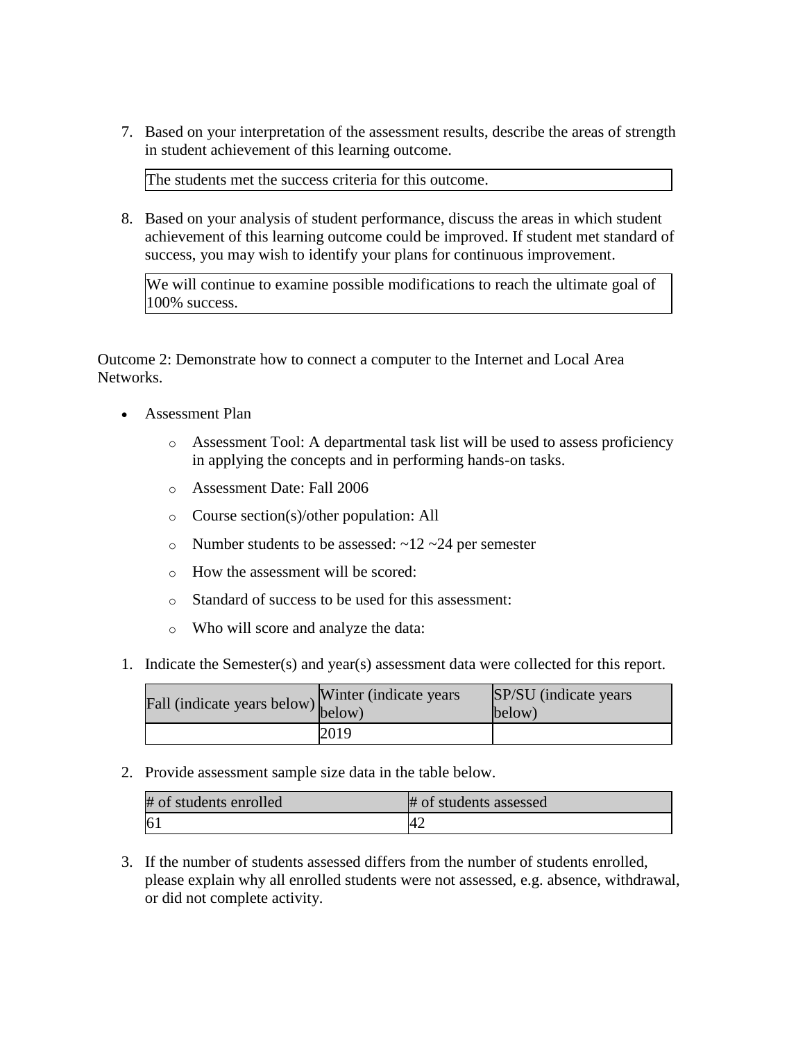7. Based on your interpretation of the assessment results, describe the areas of strength in student achievement of this learning outcome.

| The students met the success criteria for this outcome. |
|---|

8. Based on your analysis of student performance, discuss the areas in which student achievement of this learning outcome could be improved. If student met standard of success, you may wish to identify your plans for continuous improvement.

| We will continue to examine possible modifications to reach the ultimate goal of 100% success. |
|---|

Outcome 2: Demonstrate how to connect a computer to the Internet and Local Area Networks.

- Assessment Plan
    - Assessment Tool: A departmental task list will be used to assess proficiency in applying the concepts and in performing hands-on tasks.
    - Assessment Date: Fall 2006
    - Course section(s)/other population: All
    - Number students to be assessed: ~12 ~24 per semester
    - How the assessment will be scored:
    - Standard of success to be used for this assessment:
    - Who will score and analyze the data:

1. Indicate the Semester(s) and year(s) assessment data were collected for this report.

| Fall (indicate years below) | Winter (indicate years below) | SP/SU (indicate years below) |
|---|---|---|
| | 2019 | |

2. Provide assessment sample size data in the table below.

| # of students enrolled | # of students assessed |
|---|---|
| 61 | 42 |

3. If the number of students assessed differs from the number of students enrolled, please explain why all enrolled students were not assessed, e.g. absence, withdrawal, or did not complete activity.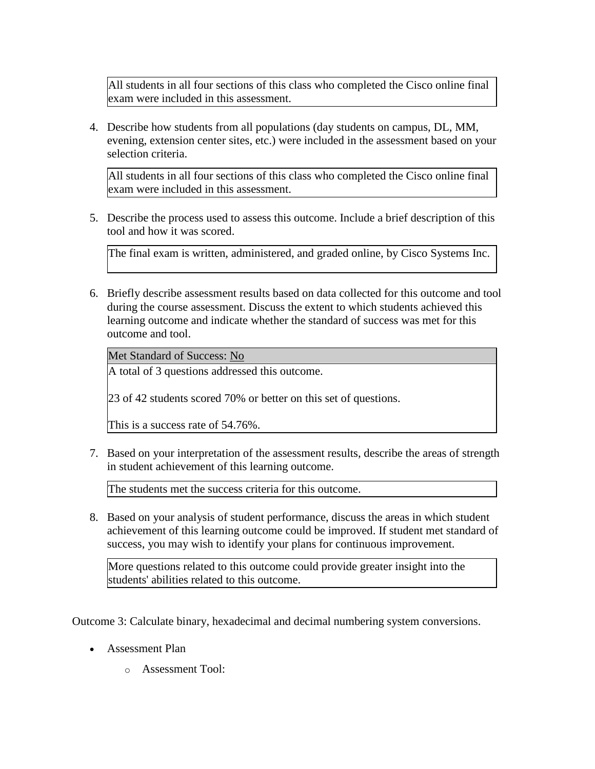All students in all four sections of this class who completed the Cisco online final exam were included in this assessment.

4. Describe how students from all populations (day students on campus, DL, MM, evening, extension center sites, etc.) were included in the assessment based on your selection criteria.

   All students in all four sections of this class who completed the Cisco online final exam were included in this assessment.

5. Describe the process used to assess this outcome. Include a brief description of this tool and how it was scored.

   The final exam is written, administered, and graded online, by Cisco Systems Inc.

6. Briefly describe assessment results based on data collected for this outcome and tool during the course assessment. Discuss the extent to which students achieved this learning outcome and indicate whether the standard of success was met for this outcome and tool.

   Met Standard of Success: No

   A total of 3 questions addressed this outcome.

   23 of 42 students scored 70% or better on this set of questions.

   This is a success rate of 54.76%.

7. Based on your interpretation of the assessment results, describe the areas of strength in student achievement of this learning outcome.

   The students met the success criteria for this outcome.

8. Based on your analysis of student performance, discuss the areas in which student achievement of this learning outcome could be improved. If student met standard of success, you may wish to identify your plans for continuous improvement.

   More questions related to this outcome could provide greater insight into the students' abilities related to this outcome.

Outcome 3: Calculate binary, hexadecimal and decimal numbering system conversions.

- Assessment Plan
  - Assessment Tool: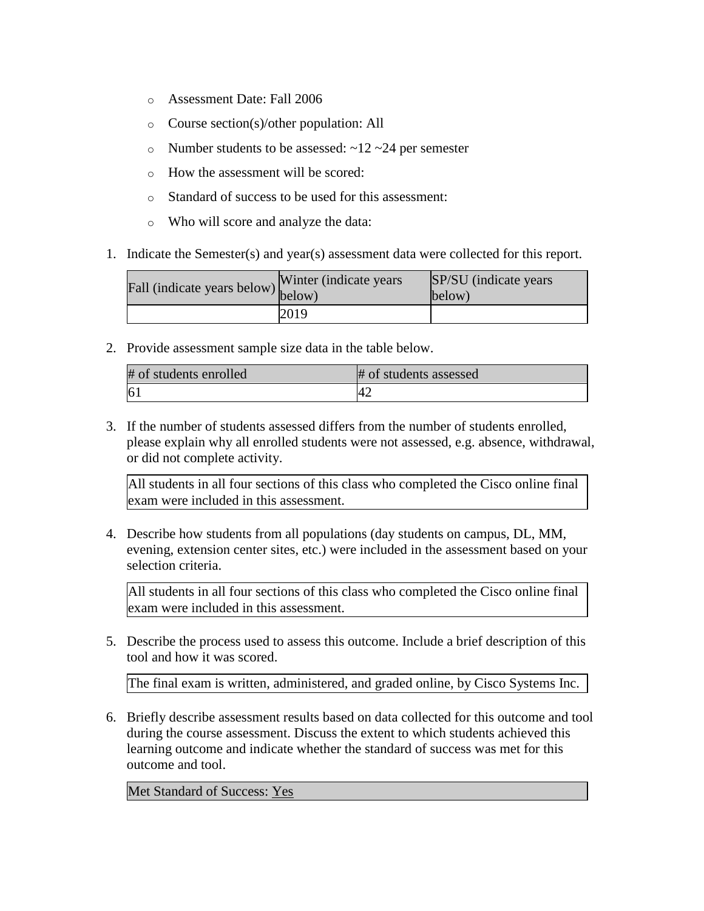- Assessment Date: Fall 2006
- Course section(s)/other population: All
- Number students to be assessed: ~12 ~24 per semester
- How the assessment will be scored:
- Standard of success to be used for this assessment:
- Who will score and analyze the data:

1. Indicate the Semester(s) and year(s) assessment data were collected for this report.

| Fall (indicate years below) | Winter (indicate years below) | SP/SU (indicate years below) |
| --- | --- | --- |
| | 2019 | |

2. Provide assessment sample size data in the table below.

| # of students enrolled | # of students assessed |
| --- | --- |
| 61 | 42 |

3. If the number of students assessed differs from the number of students enrolled, please explain why all enrolled students were not assessed, e.g. absence, withdrawal, or did not complete activity.

All students in all four sections of this class who completed the Cisco online final exam were included in this assessment.

4. Describe how students from all populations (day students on campus, DL, MM, evening, extension center sites, etc.) were included in the assessment based on your selection criteria.

All students in all four sections of this class who completed the Cisco online final exam were included in this assessment.

5. Describe the process used to assess this outcome. Include a brief description of this tool and how it was scored.

The final exam is written, administered, and graded online, by Cisco Systems Inc.

6. Briefly describe assessment results based on data collected for this outcome and tool during the course assessment. Discuss the extent to which students achieved this learning outcome and indicate whether the standard of success was met for this outcome and tool.

Met Standard of Success: Yes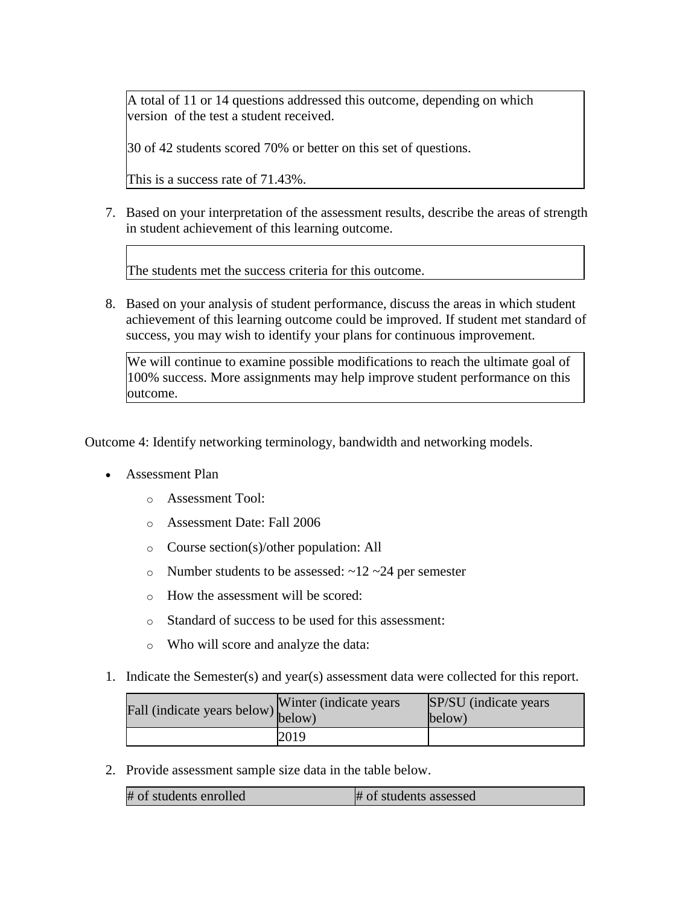A total of 11 or 14 questions addressed this outcome, depending on which version of the test a student received.

30 of 42 students scored 70% or better on this set of questions.

This is a success rate of 71.43%.

7. Based on your interpretation of the assessment results, describe the areas of strength in student achievement of this learning outcome.

The students met the success criteria for this outcome.

8. Based on your analysis of student performance, discuss the areas in which student achievement of this learning outcome could be improved. If student met standard of success, you may wish to identify your plans for continuous improvement.

We will continue to examine possible modifications to reach the ultimate goal of 100% success. More assignments may help improve student performance on this outcome.

Outcome 4: Identify networking terminology, bandwidth and networking models.

- Assessment Plan
  - Assessment Tool:
  - Assessment Date: Fall 2006
  - Course section(s)/other population: All
  - Number students to be assessed: ~12 ~24 per semester
  - How the assessment will be scored:
  - Standard of success to be used for this assessment:
  - Who will score and analyze the data:

1. Indicate the Semester(s) and year(s) assessment data were collected for this report.

| Fall (indicate years below) | Winter (indicate years below) | SP/SU (indicate years below) |
|---|---|---|
| | 2019 | |

2. Provide assessment sample size data in the table below.

| # of students enrolled | # of students assessed |
|---|---|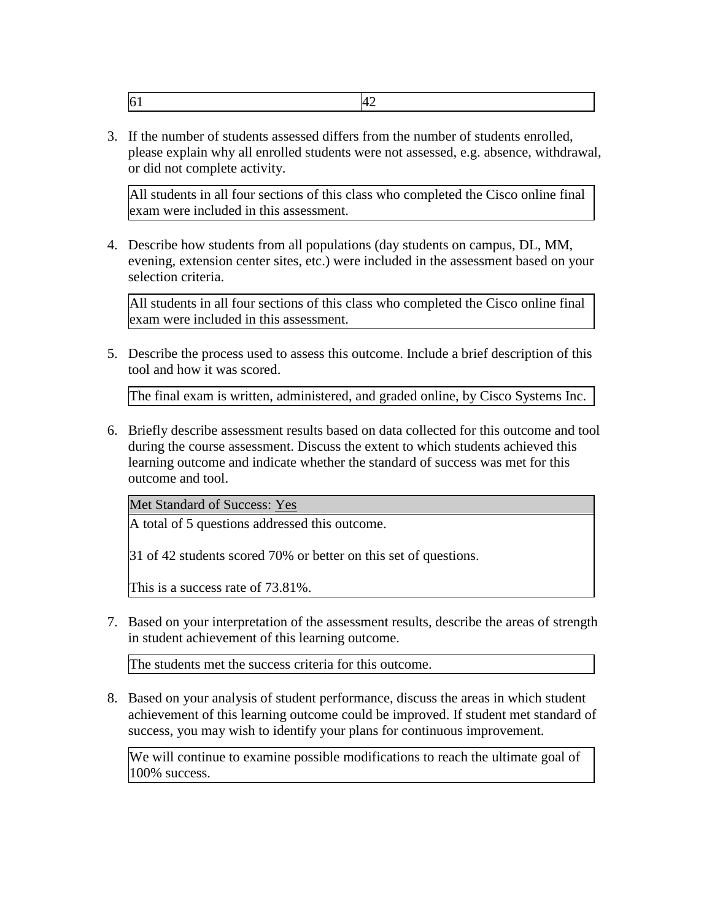| 61 | 42 |
|---|---|

3. If the number of students assessed differs from the number of students enrolled, please explain why all enrolled students were not assessed, e.g. absence, withdrawal, or did not complete activity.

| All students in all four sections of this class who completed the Cisco online final exam were included in this assessment. |
|---|

4. Describe how students from all populations (day students on campus, DL, MM, evening, extension center sites, etc.) were included in the assessment based on your selection criteria.

| All students in all four sections of this class who completed the Cisco online final exam were included in this assessment. |
|---|

5. Describe the process used to assess this outcome. Include a brief description of this tool and how it was scored.

| The final exam is written, administered, and graded online, by Cisco Systems Inc. |
|---|

6. Briefly describe assessment results based on data collected for this outcome and tool during the course assessment. Discuss the extent to which students achieved this learning outcome and indicate whether the standard of success was met for this outcome and tool.

| Met Standard of Success: Yes |
|---|
| A total of 5 questions addressed this outcome.<br><br>31 of 42 students scored 70% or better on this set of questions.<br><br>This is a success rate of 73.81%. |

7. Based on your interpretation of the assessment results, describe the areas of strength in student achievement of this learning outcome.

| The students met the success criteria for this outcome. |
|---|

8. Based on your analysis of student performance, discuss the areas in which student achievement of this learning outcome could be improved. If student met standard of success, you may wish to identify your plans for continuous improvement.

| We will continue to examine possible modifications to reach the ultimate goal of 100% success. |
|---|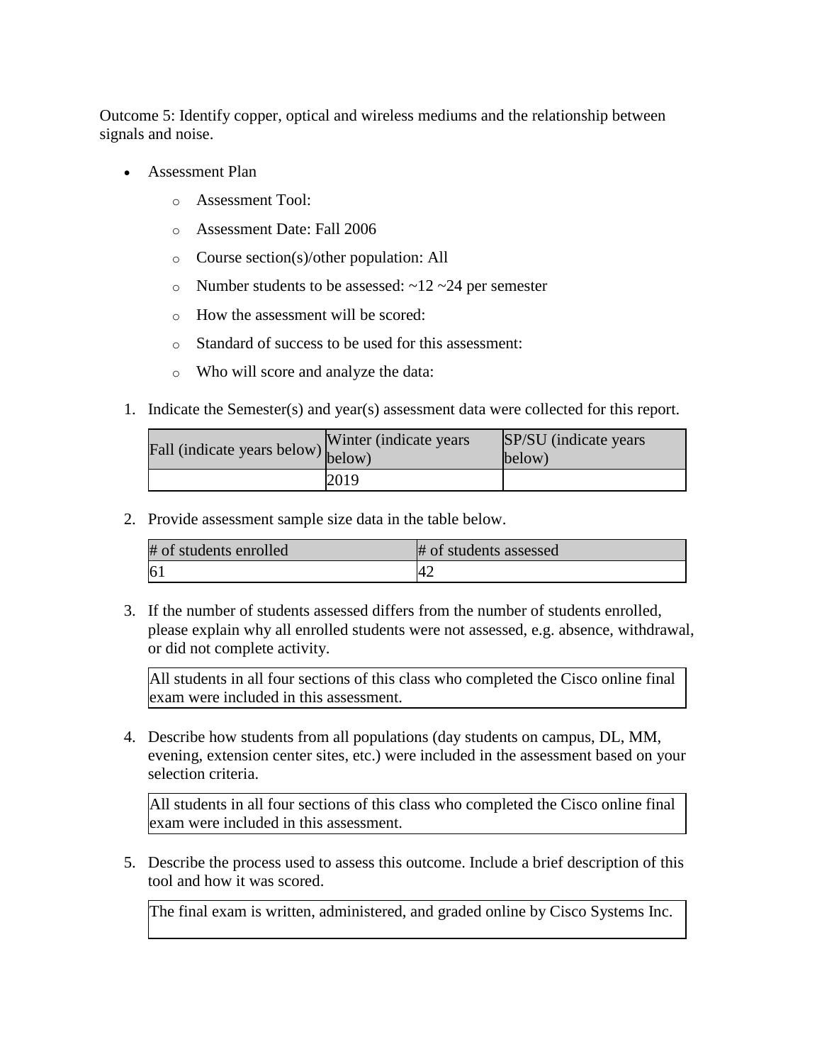Outcome 5: Identify copper, optical and wireless mediums and the relationship between signals and noise.

- Assessment Plan
    - Assessment Tool:
    - Assessment Date: Fall 2006
    - Course section(s)/other population: All
    - Number students to be assessed: ~12 ~24 per semester
    - How the assessment will be scored:
    - Standard of success to be used for this assessment:
    - Who will score and analyze the data:

1. Indicate the Semester(s) and year(s) assessment data were collected for this report.

| Fall (indicate years below) | Winter (indicate years below) | SP/SU (indicate years below) |
| --- | --- | --- |
| | 2019 | |

2. Provide assessment sample size data in the table below.

| # of students enrolled | # of students assessed |
| --- | --- |
| 61 | 42 |

3. If the number of students assessed differs from the number of students enrolled, please explain why all enrolled students were not assessed, e.g. absence, withdrawal, or did not complete activity.

All students in all four sections of this class who completed the Cisco online final exam were included in this assessment.

4. Describe how students from all populations (day students on campus, DL, MM, evening, extension center sites, etc.) were included in the assessment based on your selection criteria.

All students in all four sections of this class who completed the Cisco online final exam were included in this assessment.

5. Describe the process used to assess this outcome. Include a brief description of this tool and how it was scored.

The final exam is written, administered, and graded online by Cisco Systems Inc.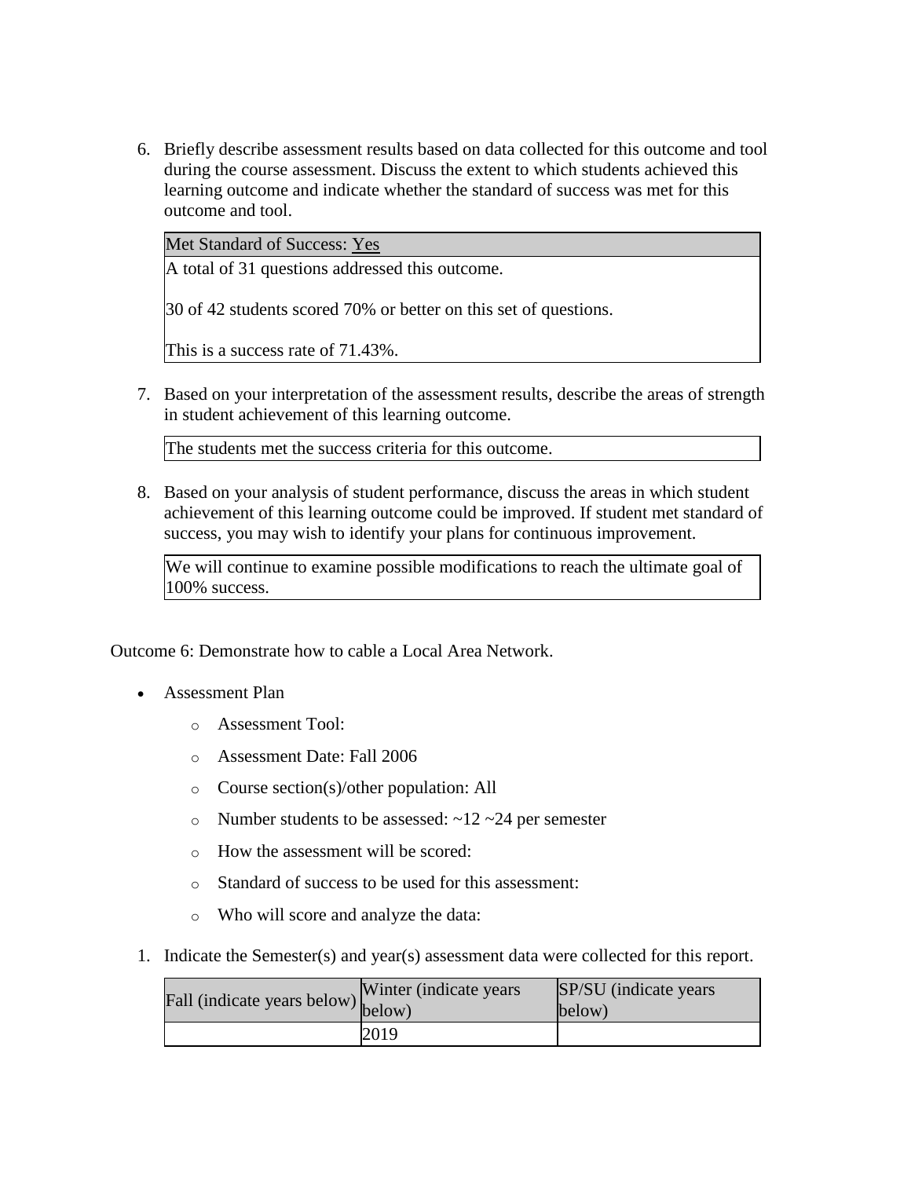6. Briefly describe assessment results based on data collected for this outcome and tool during the course assessment. Discuss the extent to which students achieved this learning outcome and indicate whether the standard of success was met for this outcome and tool.

| Met Standard of Success: Yes |
| --- |
| A total of 31 questions addressed this outcome.<br><br>30 of 42 students scored 70% or better on this set of questions.<br><br>This is a success rate of 71.43%. |

7. Based on your interpretation of the assessment results, describe the areas of strength in student achievement of this learning outcome.

| The students met the success criteria for this outcome. |
| --- |

8. Based on your analysis of student performance, discuss the areas in which student achievement of this learning outcome could be improved. If student met standard of success, you may wish to identify your plans for continuous improvement.

| We will continue to examine possible modifications to reach the ultimate goal of 100% success. |
| --- |

Outcome 6: Demonstrate how to cable a Local Area Network.

- Assessment Plan
  - Assessment Tool:
  - Assessment Date: Fall 2006
  - Course section(s)/other population: All
  - Number students to be assessed: ~12 ~24 per semester
  - How the assessment will be scored:
  - Standard of success to be used for this assessment:
  - Who will score and analyze the data:

1. Indicate the Semester(s) and year(s) assessment data were collected for this report.

| Fall (indicate years below) | Winter (indicate years below) | SP/SU (indicate years below) |
| --- | --- | --- |
| | 2019 | |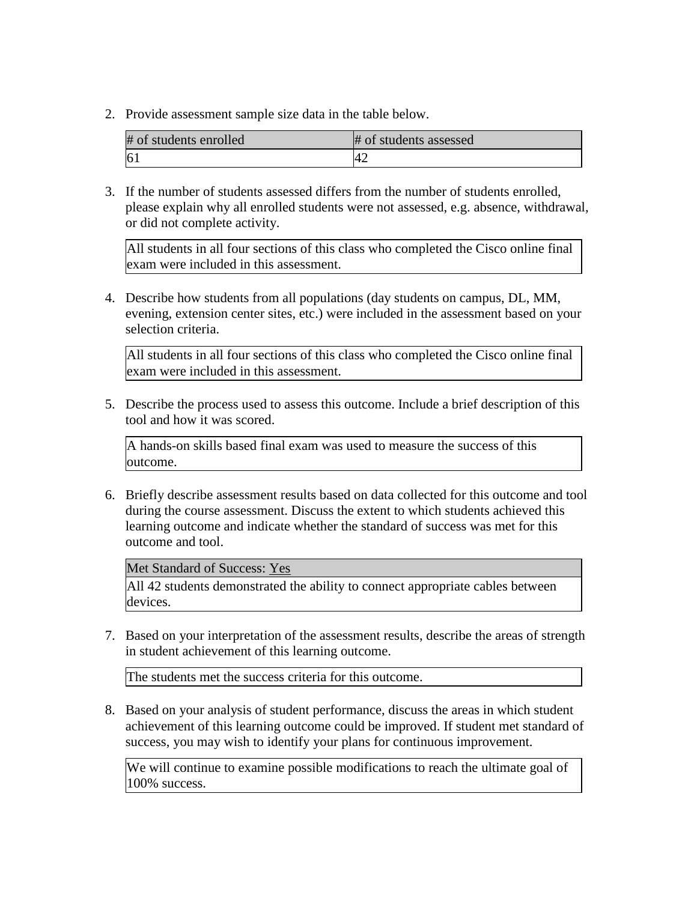2. Provide assessment sample size data in the table below.

| # of students enrolled | # of students assessed |
| --- | --- |
| 61 | 42 |

3. If the number of students assessed differs from the number of students enrolled, please explain why all enrolled students were not assessed, e.g. absence, withdrawal, or did not complete activity.

All students in all four sections of this class who completed the Cisco online final exam were included in this assessment.

4. Describe how students from all populations (day students on campus, DL, MM, evening, extension center sites, etc.) were included in the assessment based on your selection criteria.

All students in all four sections of this class who completed the Cisco online final exam were included in this assessment.

5. Describe the process used to assess this outcome. Include a brief description of this tool and how it was scored.

A hands-on skills based final exam was used to measure the success of this outcome.

6. Briefly describe assessment results based on data collected for this outcome and tool during the course assessment. Discuss the extent to which students achieved this learning outcome and indicate whether the standard of success was met for this outcome and tool.

| Met Standard of Success: Yes |
| --- |
| All 42 students demonstrated the ability to connect appropriate cables between devices. |

7. Based on your interpretation of the assessment results, describe the areas of strength in student achievement of this learning outcome.

The students met the success criteria for this outcome.

8. Based on your analysis of student performance, discuss the areas in which student achievement of this learning outcome could be improved. If student met standard of success, you may wish to identify your plans for continuous improvement.

We will continue to examine possible modifications to reach the ultimate goal of 100% success.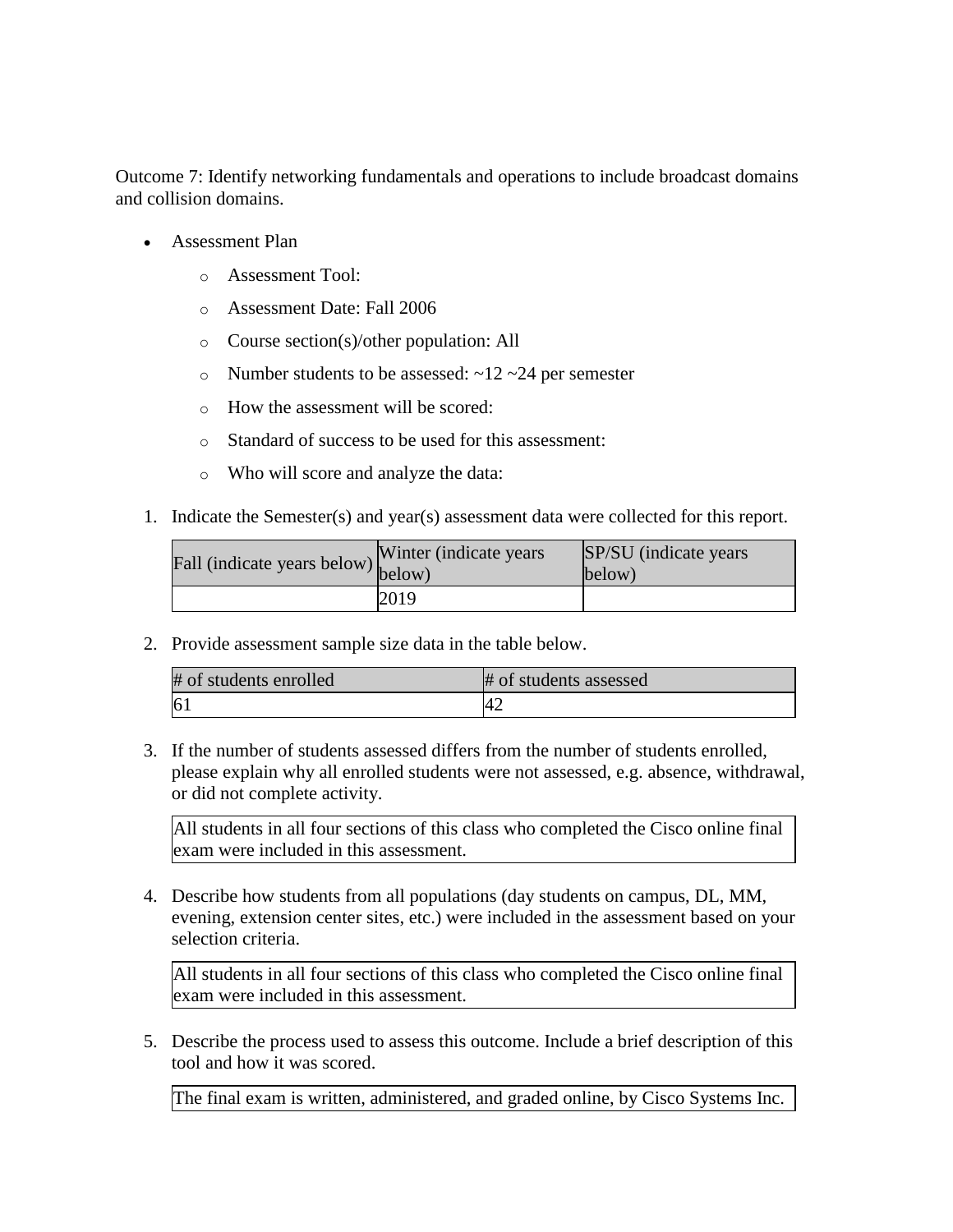Outcome 7: Identify networking fundamentals and operations to include broadcast domains and collision domains.

- Assessment Plan
  - Assessment Tool:
  - Assessment Date: Fall 2006
  - Course section(s)/other population: All
  - Number students to be assessed: ~12 ~24 per semester
  - How the assessment will be scored:
  - Standard of success to be used for this assessment:
  - Who will score and analyze the data:

1. Indicate the Semester(s) and year(s) assessment data were collected for this report.

| Fall (indicate years below) | Winter (indicate years below) | SP/SU (indicate years below) |
|---|---|---|
| | 2019 | |

2. Provide assessment sample size data in the table below.

| # of students enrolled | # of students assessed |
|---|---|
| 61 | 42 |

3. If the number of students assessed differs from the number of students enrolled, please explain why all enrolled students were not assessed, e.g. absence, withdrawal, or did not complete activity.

All students in all four sections of this class who completed the Cisco online final exam were included in this assessment.

4. Describe how students from all populations (day students on campus, DL, MM, evening, extension center sites, etc.) were included in the assessment based on your selection criteria.

All students in all four sections of this class who completed the Cisco online final exam were included in this assessment.

5. Describe the process used to assess this outcome. Include a brief description of this tool and how it was scored.

The final exam is written, administered, and graded online, by Cisco Systems Inc.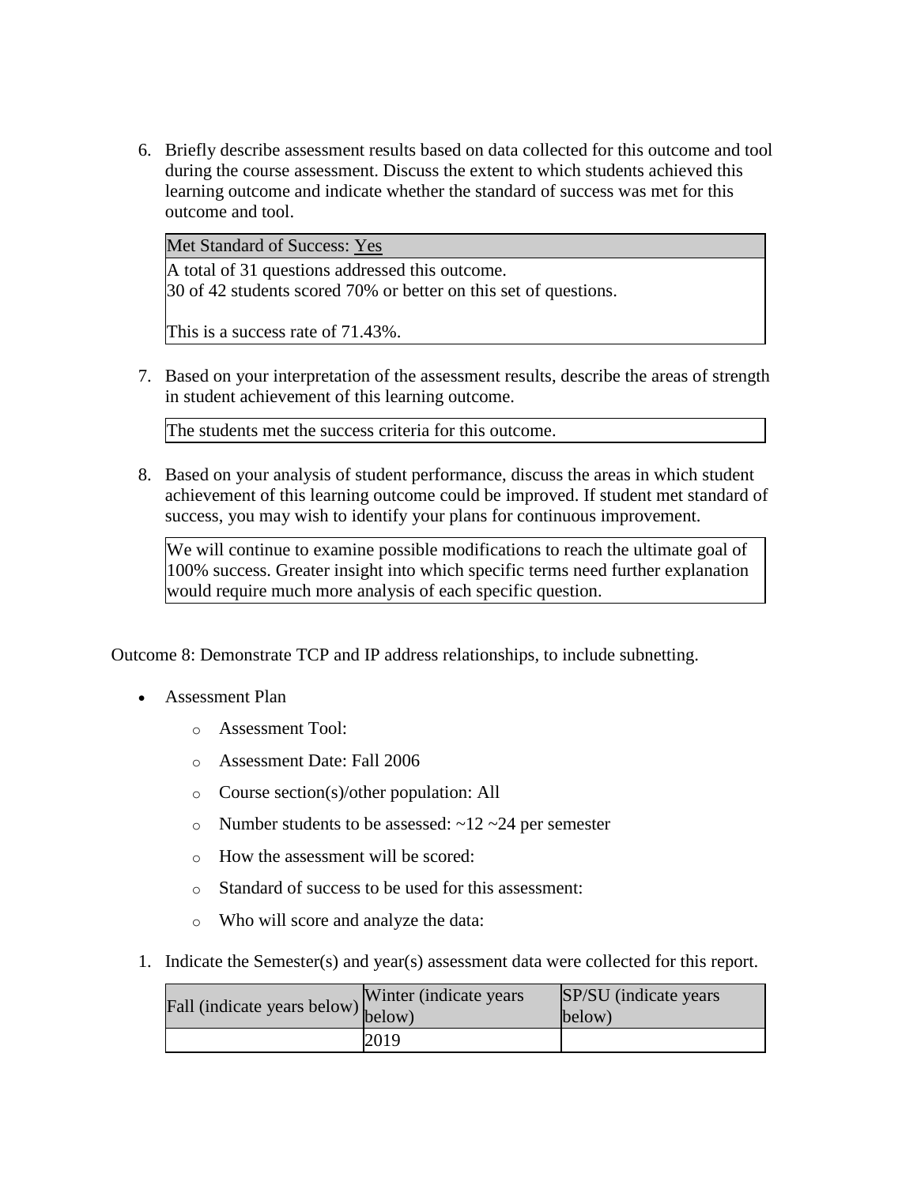6. Briefly describe assessment results based on data collected for this outcome and tool during the course assessment. Discuss the extent to which students achieved this learning outcome and indicate whether the standard of success was met for this outcome and tool.

| Met Standard of Success: Yes |
|---|
| A total of 31 questions addressed this outcome.<br>30 of 42 students scored 70% or better on this set of questions.<br><br>This is a success rate of 71.43%. |

7. Based on your interpretation of the assessment results, describe the areas of strength in student achievement of this learning outcome.

| The students met the success criteria for this outcome. |
|---|

8. Based on your analysis of student performance, discuss the areas in which student achievement of this learning outcome could be improved. If student met standard of success, you may wish to identify your plans for continuous improvement.

| We will continue to examine possible modifications to reach the ultimate goal of 100% success. Greater insight into which specific terms need further explanation would require much more analysis of each specific question. |
|---|

Outcome 8: Demonstrate TCP and IP address relationships, to include subnetting.

- Assessment Plan
  - Assessment Tool:
  - Assessment Date: Fall 2006
  - Course section(s)/other population: All
  - Number students to be assessed: ~12 ~24 per semester
  - How the assessment will be scored:
  - Standard of success to be used for this assessment:
  - Who will score and analyze the data:

1. Indicate the Semester(s) and year(s) assessment data were collected for this report.

| Fall (indicate years below) | Winter (indicate years below) | SP/SU (indicate years below) |
|---|---|---|
| | 2019 | |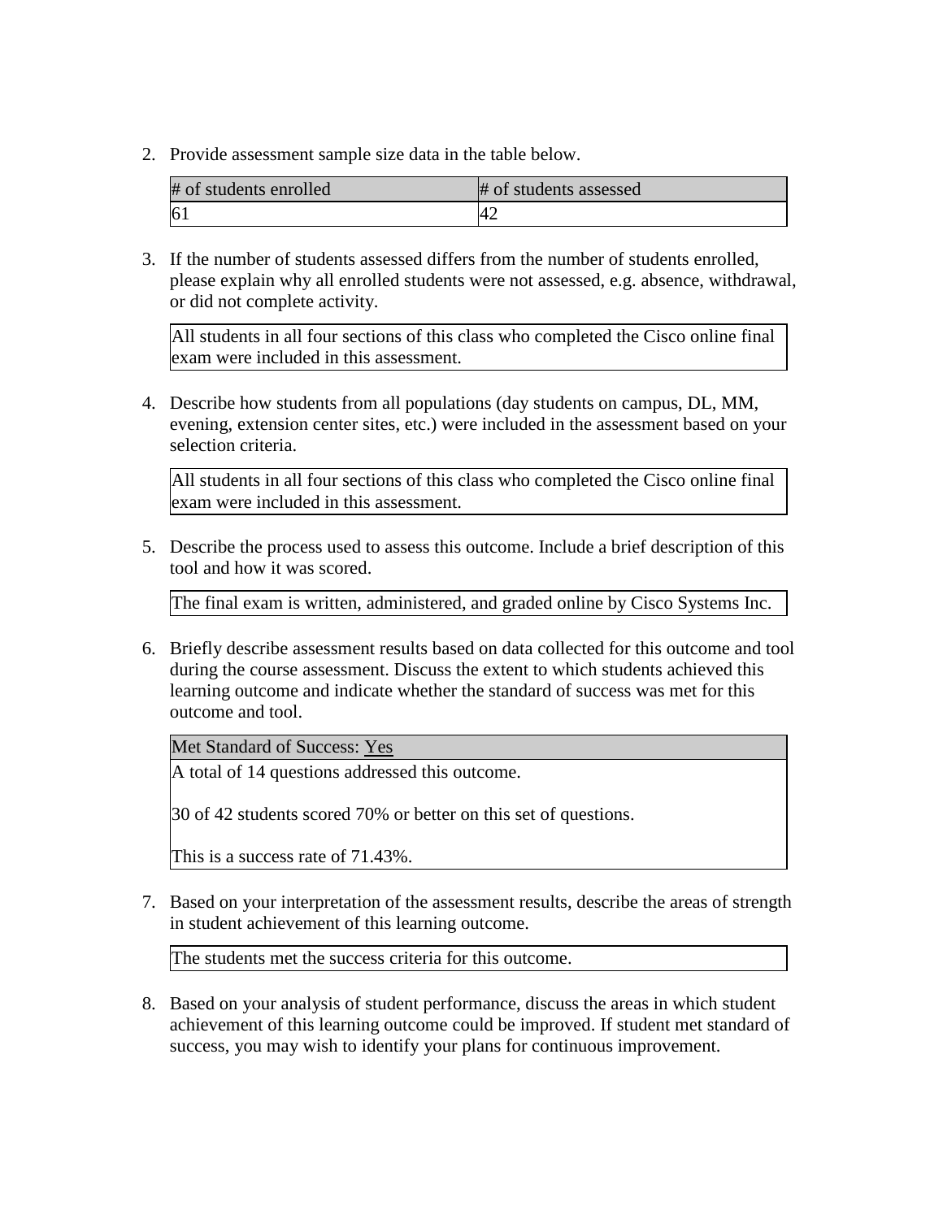2. Provide assessment sample size data in the table below.

| # of students enrolled | # of students assessed |
| --- | --- |
| 61 | 42 |

3. If the number of students assessed differs from the number of students enrolled, please explain why all enrolled students were not assessed, e.g. absence, withdrawal, or did not complete activity.

| All students in all four sections of this class who completed the Cisco online final exam were included in this assessment. |
| --- |

4. Describe how students from all populations (day students on campus, DL, MM, evening, extension center sites, etc.) were included in the assessment based on your selection criteria.

| All students in all four sections of this class who completed the Cisco online final exam were included in this assessment. |
| --- |

5. Describe the process used to assess this outcome. Include a brief description of this tool and how it was scored.

| The final exam is written, administered, and graded online by Cisco Systems Inc. |
| --- |

6. Briefly describe assessment results based on data collected for this outcome and tool during the course assessment. Discuss the extent to which students achieved this learning outcome and indicate whether the standard of success was met for this outcome and tool.

| Met Standard of Success: Yes |
| --- |
| A total of 14 questions addressed this outcome.<br><br>30 of 42 students scored 70% or better on this set of questions.<br><br>This is a success rate of 71.43%. |

7. Based on your interpretation of the assessment results, describe the areas of strength in student achievement of this learning outcome.

| The students met the success criteria for this outcome. |
| --- |

8. Based on your analysis of student performance, discuss the areas in which student achievement of this learning outcome could be improved. If student met standard of success, you may wish to identify your plans for continuous improvement.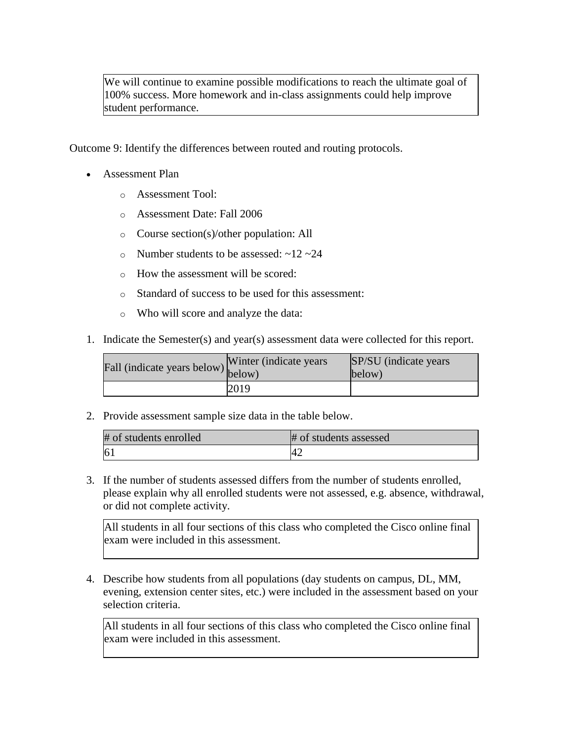We will continue to examine possible modifications to reach the ultimate goal of 100% success. More homework and in-class assignments could help improve student performance.

Outcome 9: Identify the differences between routed and routing protocols.

- Assessment Plan
  - Assessment Tool:
  - Assessment Date: Fall 2006
  - Course section(s)/other population: All
  - Number students to be assessed: ~12 ~24
  - How the assessment will be scored:
  - Standard of success to be used for this assessment:
  - Who will score and analyze the data:

1. Indicate the Semester(s) and year(s) assessment data were collected for this report.

| Fall (indicate years below) | Winter (indicate years below) | SP/SU (indicate years below) |
| --- | --- | --- |
| | 2019 | |

2. Provide assessment sample size data in the table below.

| # of students enrolled | # of students assessed |
| --- | --- |
| 61 | 42 |

3. If the number of students assessed differs from the number of students enrolled, please explain why all enrolled students were not assessed, e.g. absence, withdrawal, or did not complete activity.

All students in all four sections of this class who completed the Cisco online final exam were included in this assessment.

4. Describe how students from all populations (day students on campus, DL, MM, evening, extension center sites, etc.) were included in the assessment based on your selection criteria.

All students in all four sections of this class who completed the Cisco online final exam were included in this assessment.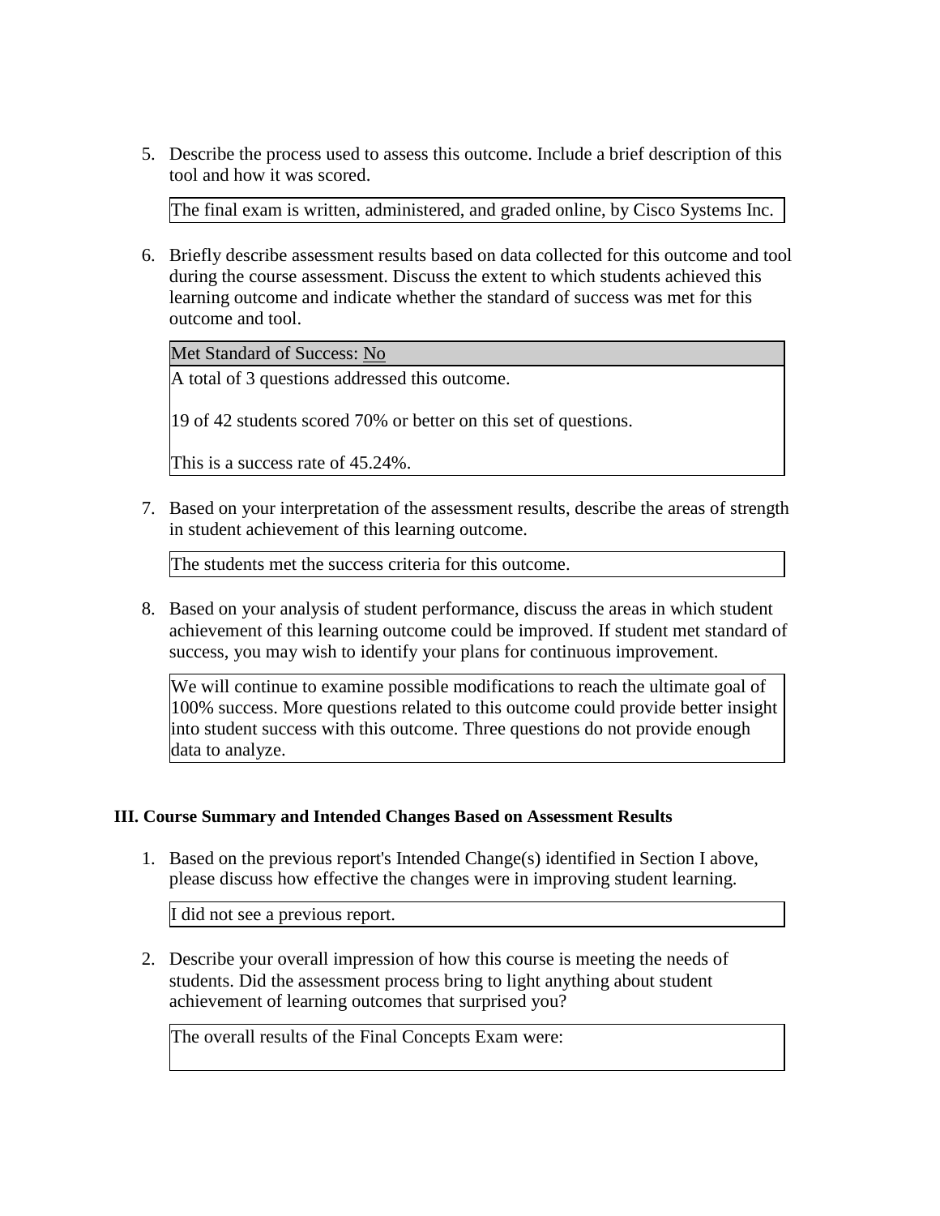5. Describe the process used to assess this outcome. Include a brief description of this tool and how it was scored.

| The final exam is written, administered, and graded online, by Cisco Systems Inc. |
|---|

6. Briefly describe assessment results based on data collected for this outcome and tool during the course assessment. Discuss the extent to which students achieved this learning outcome and indicate whether the standard of success was met for this outcome and tool.

| Met Standard of Success: No |
|---|
| A total of 3 questions addressed this outcome.<br><br>19 of 42 students scored 70% or better on this set of questions.<br><br>This is a success rate of 45.24%. |

7. Based on your interpretation of the assessment results, describe the areas of strength in student achievement of this learning outcome.

| The students met the success criteria for this outcome. |
|---|

8. Based on your analysis of student performance, discuss the areas in which student achievement of this learning outcome could be improved. If student met standard of success, you may wish to identify your plans for continuous improvement.

| We will continue to examine possible modifications to reach the ultimate goal of 100% success. More questions related to this outcome could provide better insight into student success with this outcome. Three questions do not provide enough data to analyze. |
|---|

**III. Course Summary and Intended Changes Based on Assessment Results**

1. Based on the previous report's Intended Change(s) identified in Section I above, please discuss how effective the changes were in improving student learning.

| I did not see a previous report. |
|---|

2. Describe your overall impression of how this course is meeting the needs of students. Did the assessment process bring to light anything about student achievement of learning outcomes that surprised you?

| The overall results of the Final Concepts Exam were: |
|---|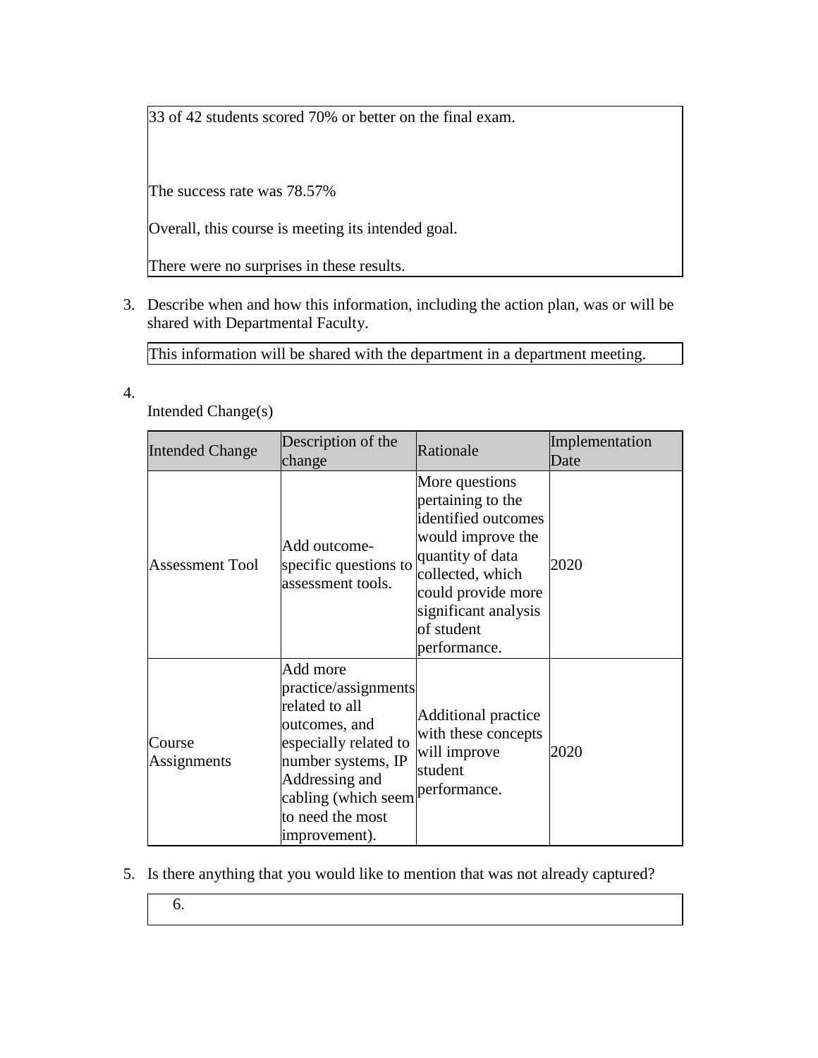33 of 42 students scored 70% or better on the final exam.

The success rate was 78.57%

Overall, this course is meeting its intended goal.

There were no surprises in these results.

3. Describe when and how this information, including the action plan, was or will be shared with Departmental Faculty.

This information will be shared with the department in a department meeting.

4. Intended Change(s)

| Intended Change | Description of the change | Rationale | Implementation Date |
|---|---|---|---|
| Assessment Tool | Add outcome-specific questions to assessment tools. | More questions pertaining to the identified outcomes would improve the quantity of data collected, which could provide more significant analysis of student performance. | 2020 |
| Course Assignments | Add more practice/assignments related to all outcomes, and especially related to number systems, IP Addressing and cabling (which seem to need the most improvement). | Additional practice with these concepts will improve student performance. | 2020 |

5. Is there anything that you would like to mention that was not already captured?

6.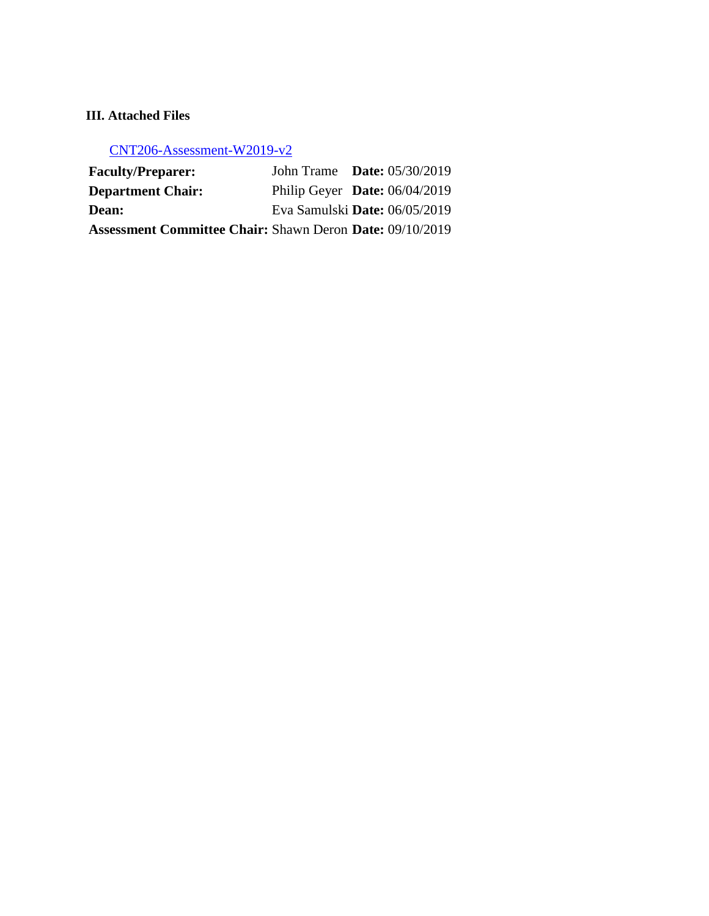### III. Attached Files

[CNT206-Assessment-W2019-v2]

| | | |
|---|---|---|
| **Faculty/Preparer:** | John Trame | **Date:** 05/30/2019 |
| **Department Chair:** | Philip Geyer | **Date:** 06/04/2019 |
| **Dean:** | Eva Samulski | **Date:** 06/05/2019 |
| **Assessment Committee Chair:** | Shawn Deron | **Date:** 09/10/2019 |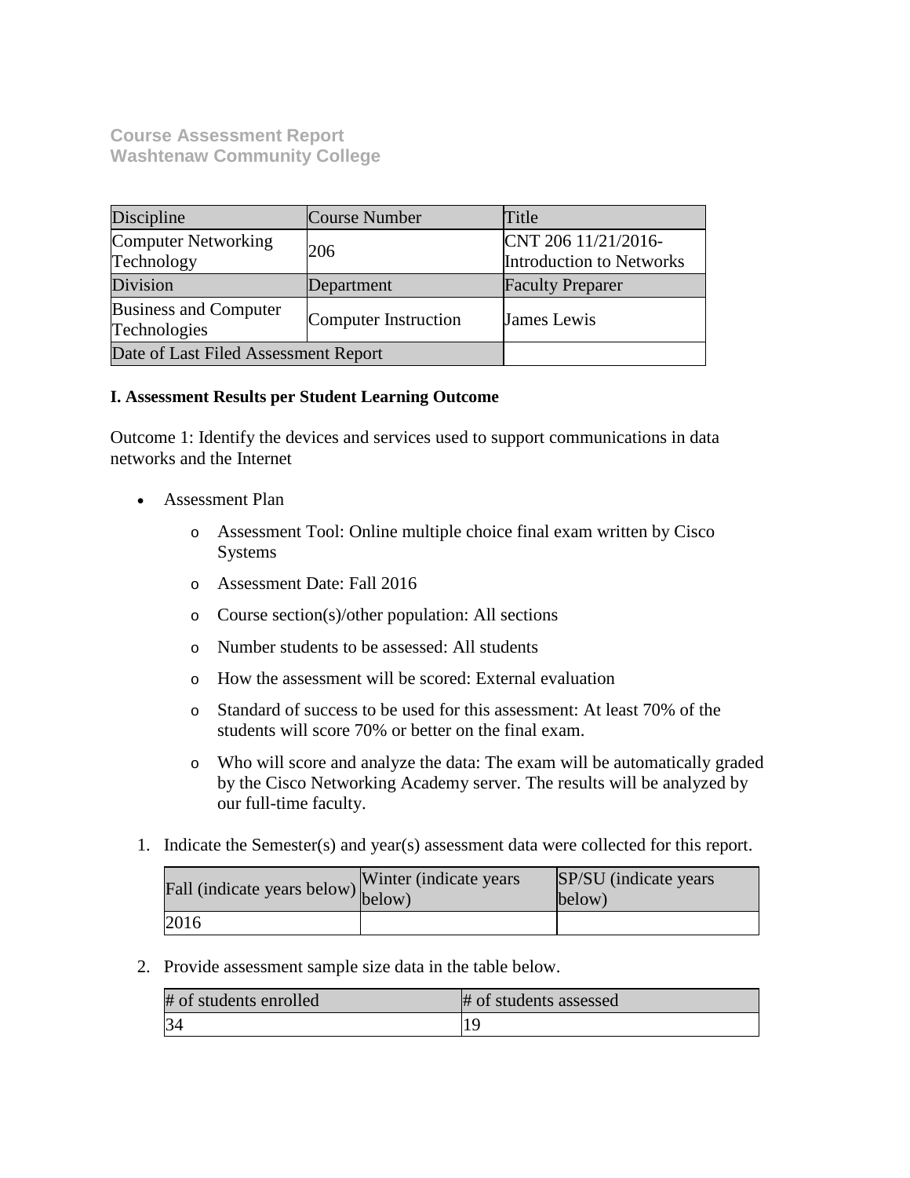**Course Assessment Report**
**Washtenaw Community College**

| Discipline | Course Number | Title |
| --- | --- | --- |
| Computer Networking Technology | 206 | CNT 206 11/21/2016-Introduction to Networks |
| Division | Department | Faculty Preparer |
| Business and Computer Technologies | Computer Instruction | James Lewis |
| Date of Last Filed Assessment Report | | |

**I. Assessment Results per Student Learning Outcome**

Outcome 1: Identify the devices and services used to support communications in data networks and the Internet

- Assessment Plan
  - Assessment Tool: Online multiple choice final exam written by Cisco Systems
  - Assessment Date: Fall 2016
  - Course section(s)/other population: All sections
  - Number students to be assessed: All students
  - How the assessment will be scored: External evaluation
  - Standard of success to be used for this assessment: At least 70% of the students will score 70% or better on the final exam.
  - Who will score and analyze the data: The exam will be automatically graded by the Cisco Networking Academy server. The results will be analyzed by our full-time faculty.

1. Indicate the Semester(s) and year(s) assessment data were collected for this report.

| Fall (indicate years below) | Winter (indicate years below) | SP/SU (indicate years below) |
| --- | --- | --- |
| 2016 | | |

2. Provide assessment sample size data in the table below.

| # of students enrolled | # of students assessed |
| --- | --- |
| 34 | 19 |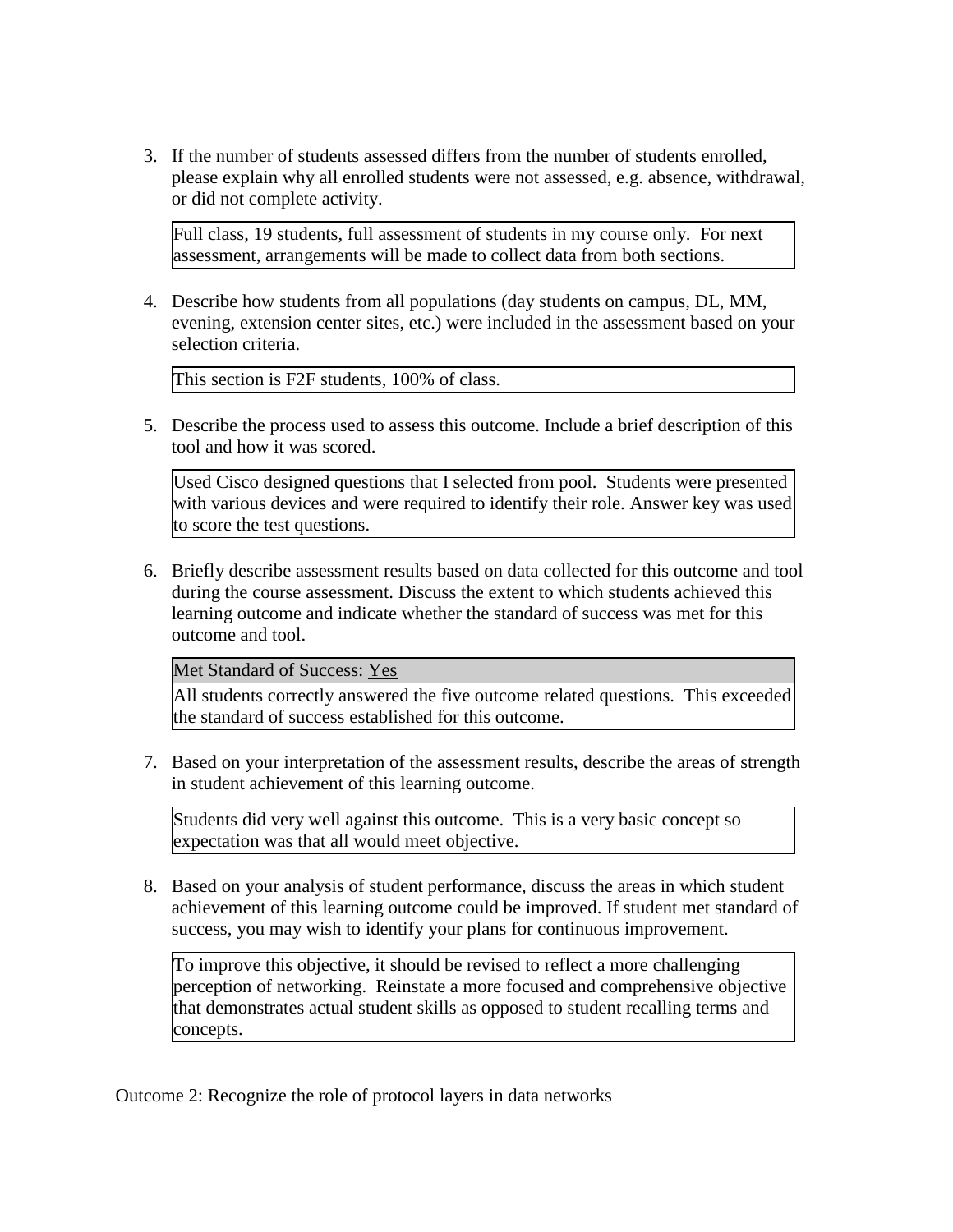3. If the number of students assessed differs from the number of students enrolled, please explain why all enrolled students were not assessed, e.g. absence, withdrawal, or did not complete activity.

| Full class, 19 students, full assessment of students in my course only. For next assessment, arrangements will be made to collect data from both sections. |
| --- |

4. Describe how students from all populations (day students on campus, DL, MM, evening, extension center sites, etc.) were included in the assessment based on your selection criteria.

| This section is F2F students, 100% of class. |
| --- |

5. Describe the process used to assess this outcome. Include a brief description of this tool and how it was scored.

| Used Cisco designed questions that I selected from pool. Students were presented with various devices and were required to identify their role. Answer key was used to score the test questions. |
| --- |

6. Briefly describe assessment results based on data collected for this outcome and tool during the course assessment. Discuss the extent to which students achieved this learning outcome and indicate whether the standard of success was met for this outcome and tool.

| Met Standard of Success: Yes |
| --- |
| All students correctly answered the five outcome related questions. This exceeded the standard of success established for this outcome. |

7. Based on your interpretation of the assessment results, describe the areas of strength in student achievement of this learning outcome.

| Students did very well against this outcome. This is a very basic concept so expectation was that all would meet objective. |
| --- |

8. Based on your analysis of student performance, discuss the areas in which student achievement of this learning outcome could be improved. If student met standard of success, you may wish to identify your plans for continuous improvement.

| To improve this objective, it should be revised to reflect a more challenging perception of networking. Reinstate a more focused and comprehensive objective that demonstrates actual student skills as opposed to student recalling terms and concepts. |
| --- |

Outcome 2: Recognize the role of protocol layers in data networks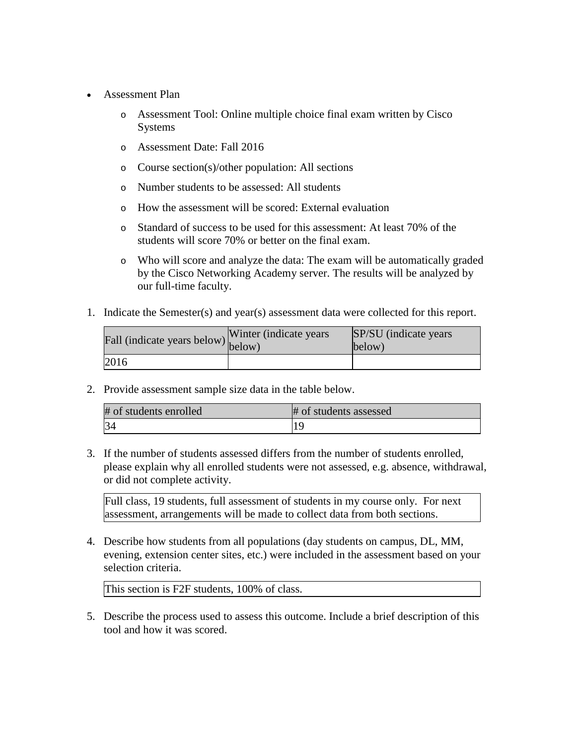- Assessment Plan
  - Assessment Tool: Online multiple choice final exam written by Cisco Systems
  - Assessment Date: Fall 2016
  - Course section(s)/other population: All sections
  - Number students to be assessed: All students
  - How the assessment will be scored: External evaluation
  - Standard of success to be used for this assessment: At least 70% of the students will score 70% or better on the final exam.
  - Who will score and analyze the data: The exam will be automatically graded by the Cisco Networking Academy server. The results will be analyzed by our full-time faculty.

1. Indicate the Semester(s) and year(s) assessment data were collected for this report.

| Fall (indicate years below) | Winter (indicate years below) | SP/SU (indicate years below) |
|---|---|---|
| 2016 | | |

2. Provide assessment sample size data in the table below.

| # of students enrolled | # of students assessed |
|---|---|
| 34 | 19 |

3. If the number of students assessed differs from the number of students enrolled, please explain why all enrolled students were not assessed, e.g. absence, withdrawal, or did not complete activity.

| Full class, 19 students, full assessment of students in my course only. For next assessment, arrangements will be made to collect data from both sections. |
|---|

4. Describe how students from all populations (day students on campus, DL, MM, evening, extension center sites, etc.) were included in the assessment based on your selection criteria.

| This section is F2F students, 100% of class. |
|---|

5. Describe the process used to assess this outcome. Include a brief description of this tool and how it was scored.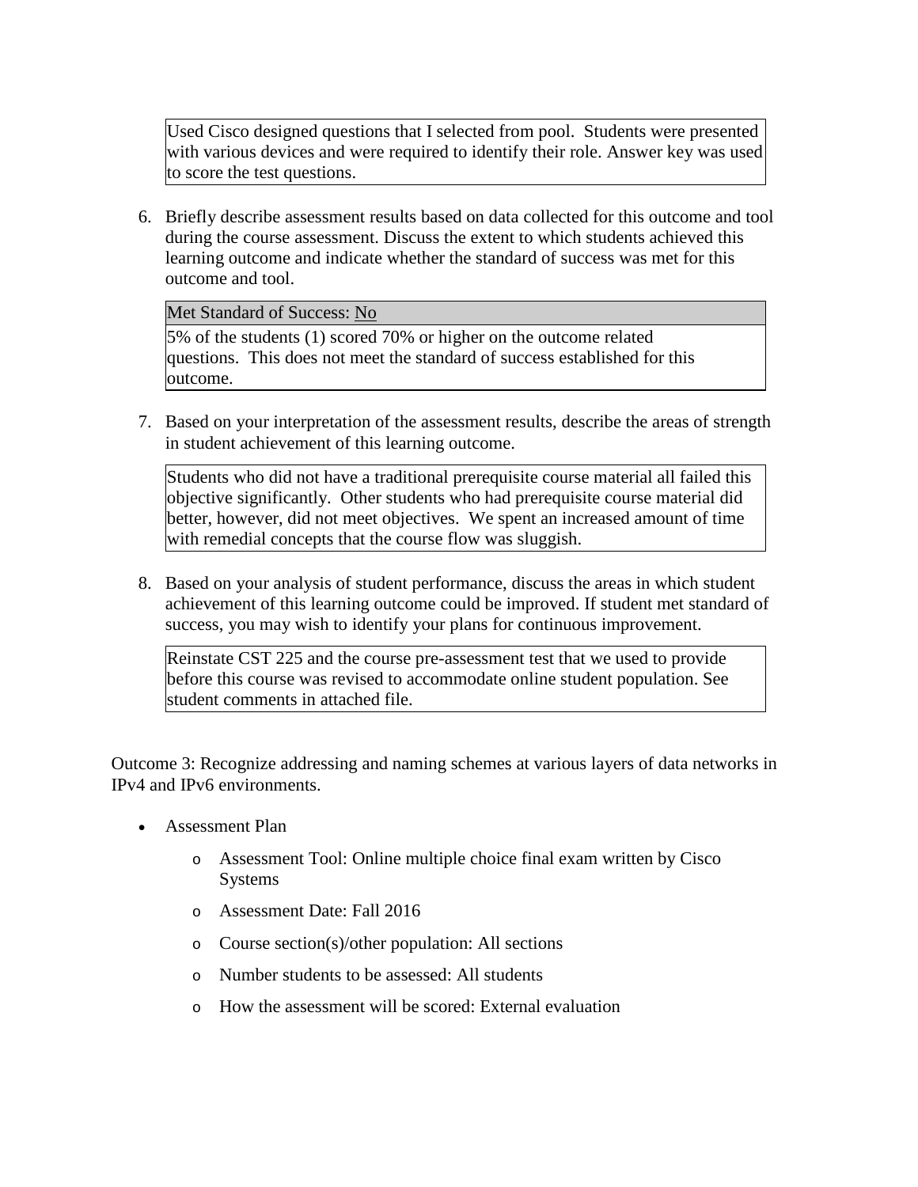Used Cisco designed questions that I selected from pool. Students were presented with various devices and were required to identify their role. Answer key was used to score the test questions.

6. Briefly describe assessment results based on data collected for this outcome and tool during the course assessment. Discuss the extent to which students achieved this learning outcome and indicate whether the standard of success was met for this outcome and tool.

| Met Standard of Success: No |
| --- |
| 5% of the students (1) scored 70% or higher on the outcome related questions. This does not meet the standard of success established for this outcome. |

7. Based on your interpretation of the assessment results, describe the areas of strength in student achievement of this learning outcome.

Students who did not have a traditional prerequisite course material all failed this objective significantly. Other students who had prerequisite course material did better, however, did not meet objectives. We spent an increased amount of time with remedial concepts that the course flow was sluggish.

8. Based on your analysis of student performance, discuss the areas in which student achievement of this learning outcome could be improved. If student met standard of success, you may wish to identify your plans for continuous improvement.

Reinstate CST 225 and the course pre-assessment test that we used to provide before this course was revised to accommodate online student population. See student comments in attached file.

Outcome 3: Recognize addressing and naming schemes at various layers of data networks in IPv4 and IPv6 environments.

- Assessment Plan
  - Assessment Tool: Online multiple choice final exam written by Cisco Systems
  - Assessment Date: Fall 2016
  - Course section(s)/other population: All sections
  - Number students to be assessed: All students
  - How the assessment will be scored: External evaluation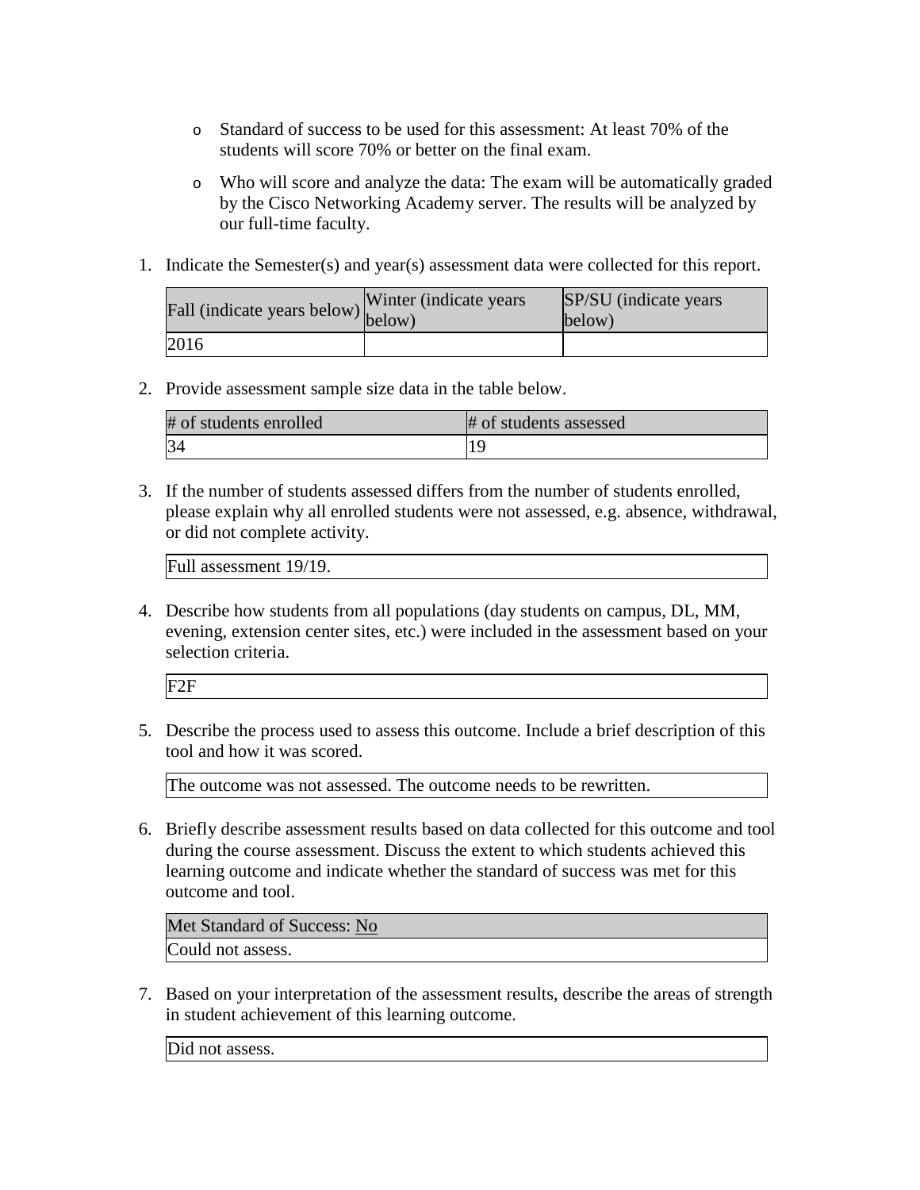- Standard of success to be used for this assessment: At least 70% of the students will score 70% or better on the final exam.
- Who will score and analyze the data: The exam will be automatically graded by the Cisco Networking Academy server. The results will be analyzed by our full-time faculty.

1. Indicate the Semester(s) and year(s) assessment data were collected for this report.

| Fall (indicate years below) | Winter (indicate years below) | SP/SU (indicate years below) |
| --- | --- | --- |
| 2016 | | |

2. Provide assessment sample size data in the table below.

| # of students enrolled | # of students assessed |
| --- | --- |
| 34 | 19 |

3. If the number of students assessed differs from the number of students enrolled, please explain why all enrolled students were not assessed, e.g. absence, withdrawal, or did not complete activity.

| Full assessment 19/19. |
| --- |

4. Describe how students from all populations (day students on campus, DL, MM, evening, extension center sites, etc.) were included in the assessment based on your selection criteria.

| F2F |
| --- |

5. Describe the process used to assess this outcome. Include a brief description of this tool and how it was scored.

| The outcome was not assessed. The outcome needs to be rewritten. |
| --- |

6. Briefly describe assessment results based on data collected for this outcome and tool during the course assessment. Discuss the extent to which students achieved this learning outcome and indicate whether the standard of success was met for this outcome and tool.

| Met Standard of Success: No |
| --- |
| Could not assess. |

7. Based on your interpretation of the assessment results, describe the areas of strength in student achievement of this learning outcome.

| Did not assess. |
| --- |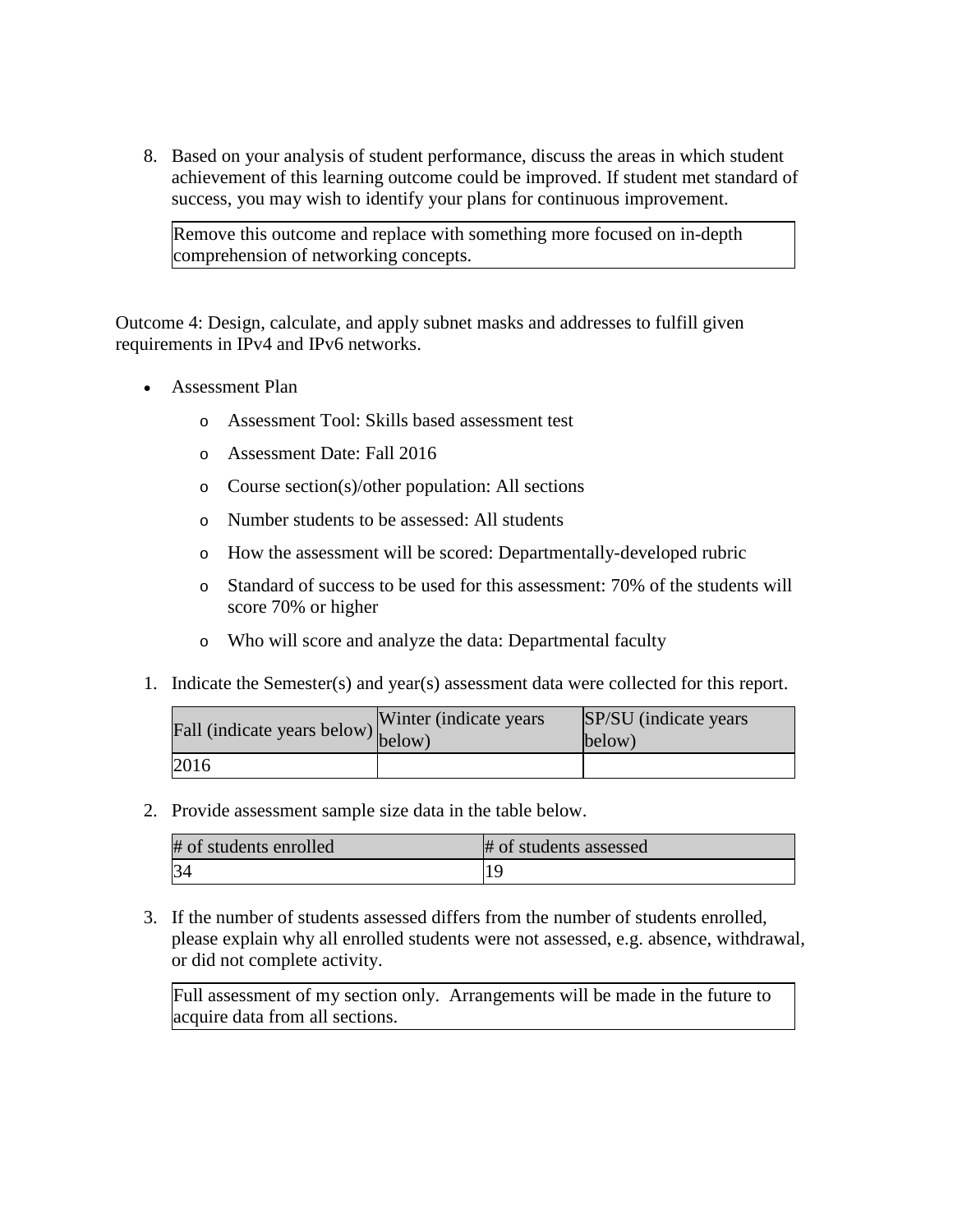8. Based on your analysis of student performance, discuss the areas in which student achievement of this learning outcome could be improved. If student met standard of success, you may wish to identify your plans for continuous improvement.

| Remove this outcome and replace with something more focused on in-depth comprehension of networking concepts. |
|---|

Outcome 4: Design, calculate, and apply subnet masks and addresses to fulfill given requirements in IPv4 and IPv6 networks.

- Assessment Plan
  - Assessment Tool: Skills based assessment test
  - Assessment Date: Fall 2016
  - Course section(s)/other population: All sections
  - Number students to be assessed: All students
  - How the assessment will be scored: Departmentally-developed rubric
  - Standard of success to be used for this assessment: 70% of the students will score 70% or higher
  - Who will score and analyze the data: Departmental faculty

1. Indicate the Semester(s) and year(s) assessment data were collected for this report.

| Fall (indicate years below) | Winter (indicate years below) | SP/SU (indicate years below) |
|---|---|---|
| 2016 | | |

2. Provide assessment sample size data in the table below.

| # of students enrolled | # of students assessed |
|---|---|
| 34 | 19 |

3. If the number of students assessed differs from the number of students enrolled, please explain why all enrolled students were not assessed, e.g. absence, withdrawal, or did not complete activity.

| Full assessment of my section only. Arrangements will be made in the future to acquire data from all sections. |
|---|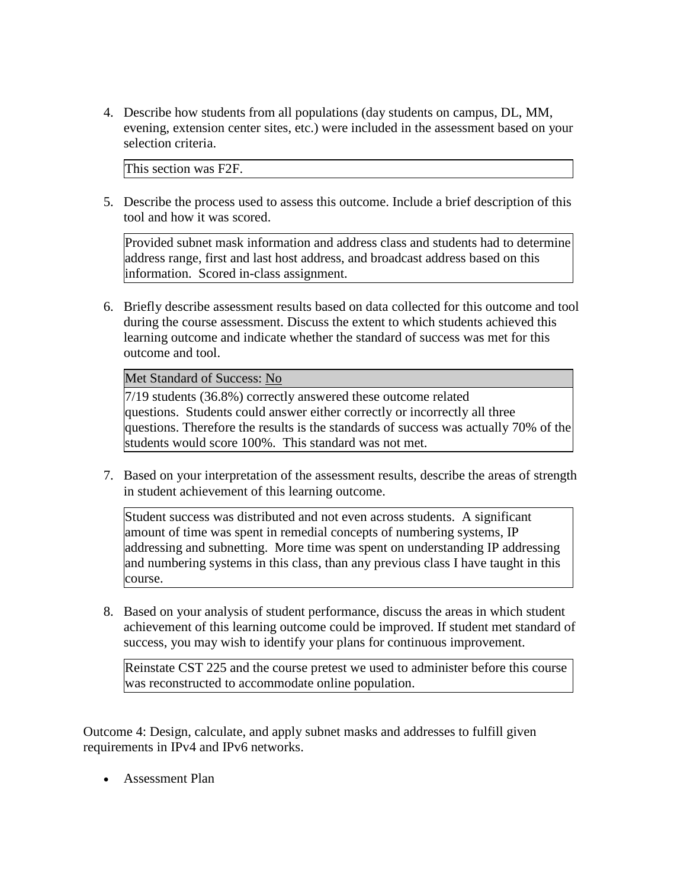4. Describe how students from all populations (day students on campus, DL, MM, evening, extension center sites, etc.) were included in the assessment based on your selection criteria.

   This section was F2F.

5. Describe the process used to assess this outcome. Include a brief description of this tool and how it was scored.

   Provided subnet mask information and address class and students had to determine address range, first and last host address, and broadcast address based on this information. Scored in-class assignment.

6. Briefly describe assessment results based on data collected for this outcome and tool during the course assessment. Discuss the extent to which students achieved this learning outcome and indicate whether the standard of success was met for this outcome and tool.

   | Met Standard of Success: No |
   |---|
   | 7/19 students (36.8%) correctly answered these outcome related questions. Students could answer either correctly or incorrectly all three questions. Therefore the results is the standards of success was actually 70% of the students would score 100%. This standard was not met. |

7. Based on your interpretation of the assessment results, describe the areas of strength in student achievement of this learning outcome.

   Student success was distributed and not even across students. A significant amount of time was spent in remedial concepts of numbering systems, IP addressing and subnetting. More time was spent on understanding IP addressing and numbering systems in this class, than any previous class I have taught in this course.

8. Based on your analysis of student performance, discuss the areas in which student achievement of this learning outcome could be improved. If student met standard of success, you may wish to identify your plans for continuous improvement.

   Reinstate CST 225 and the course pretest we used to administer before this course was reconstructed to accommodate online population.

Outcome 4: Design, calculate, and apply subnet masks and addresses to fulfill given requirements in IPv4 and IPv6 networks.

- Assessment Plan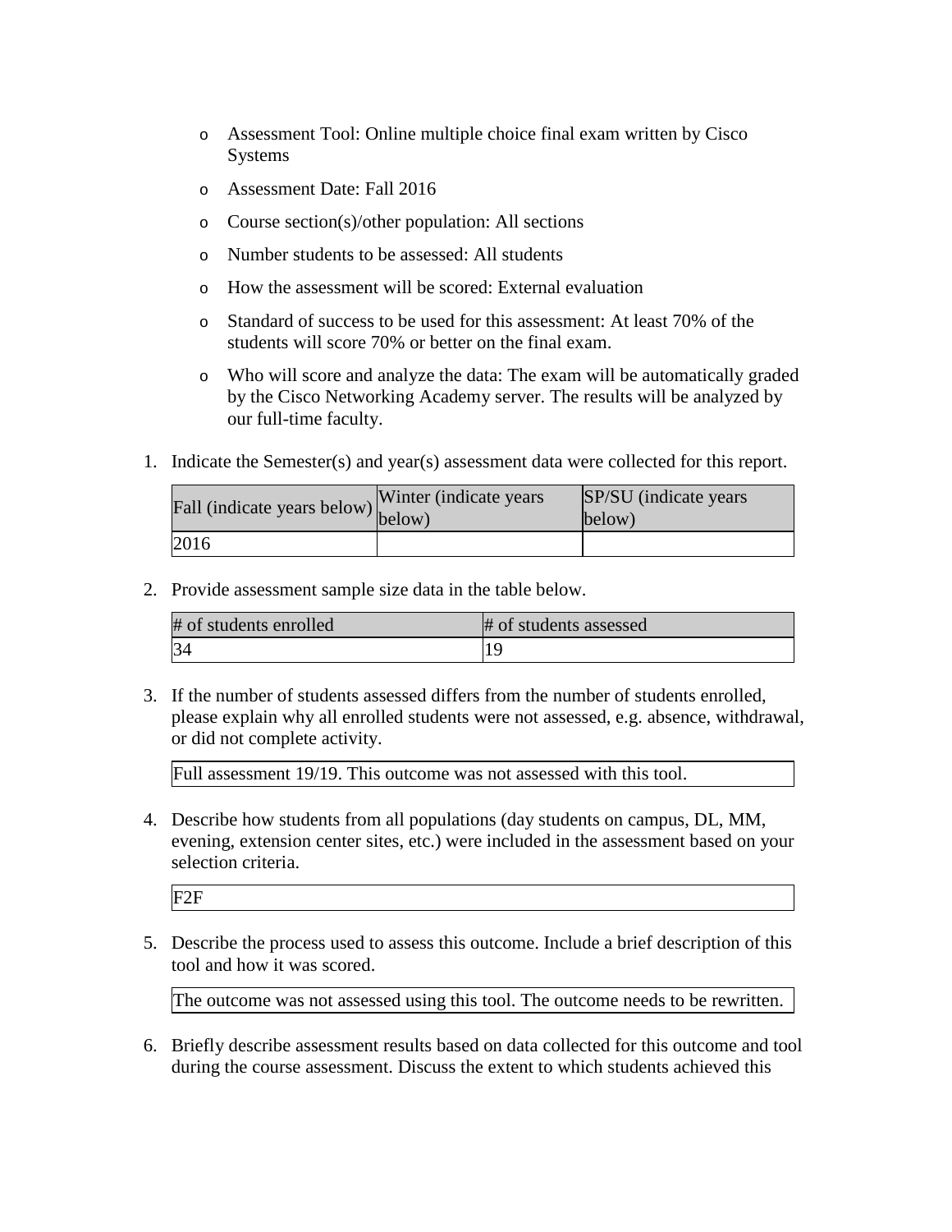- Assessment Tool: Online multiple choice final exam written by Cisco Systems
- Assessment Date: Fall 2016
- Course section(s)/other population: All sections
- Number students to be assessed: All students
- How the assessment will be scored: External evaluation
- Standard of success to be used for this assessment: At least 70% of the students will score 70% or better on the final exam.
- Who will score and analyze the data: The exam will be automatically graded by the Cisco Networking Academy server. The results will be analyzed by our full-time faculty.

1. Indicate the Semester(s) and year(s) assessment data were collected for this report.

| Fall (indicate years below) | Winter (indicate years below) | SP/SU (indicate years below) |
|---|---|---|
| 2016 | | |

2. Provide assessment sample size data in the table below.

| # of students enrolled | # of students assessed |
|---|---|
| 34 | 19 |

3. If the number of students assessed differs from the number of students enrolled, please explain why all enrolled students were not assessed, e.g. absence, withdrawal, or did not complete activity.

| Full assessment 19/19. This outcome was not assessed with this tool. |
|---|

4. Describe how students from all populations (day students on campus, DL, MM, evening, extension center sites, etc.) were included in the assessment based on your selection criteria.

| F2F |
|---|

5. Describe the process used to assess this outcome. Include a brief description of this tool and how it was scored.

| The outcome was not assessed using this tool. The outcome needs to be rewritten. |
|---|

6. Briefly describe assessment results based on data collected for this outcome and tool during the course assessment. Discuss the extent to which students achieved this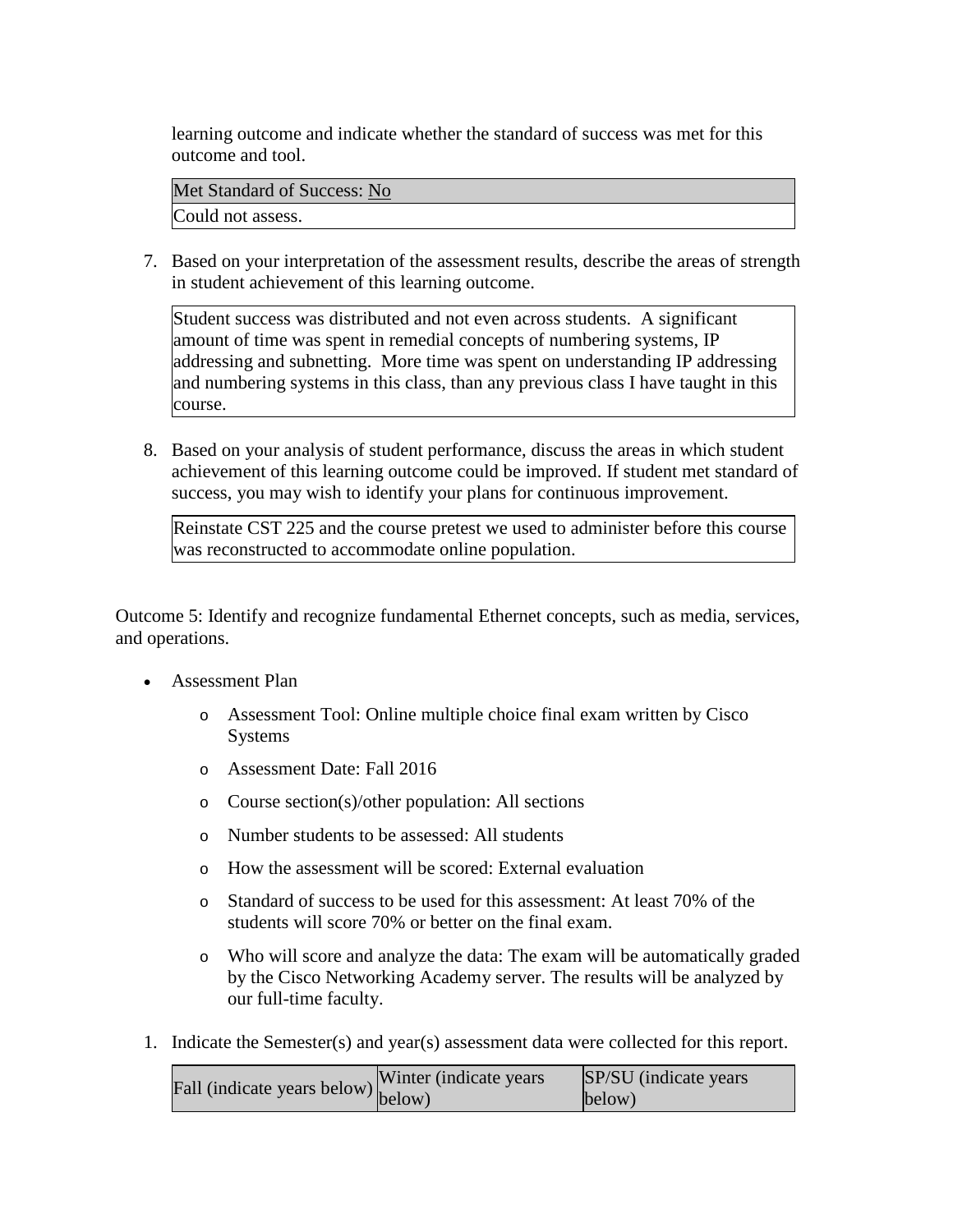learning outcome and indicate whether the standard of success was met for this outcome and tool.

| Met Standard of Success: No |
| --- |
| Could not assess. |

7. Based on your interpretation of the assessment results, describe the areas of strength in student achievement of this learning outcome.

| Student success was distributed and not even across students. A significant amount of time was spent in remedial concepts of numbering systems, IP addressing and subnetting. More time was spent on understanding IP addressing and numbering systems in this class, than any previous class I have taught in this course. |
| --- |

8. Based on your analysis of student performance, discuss the areas in which student achievement of this learning outcome could be improved. If student met standard of success, you may wish to identify your plans for continuous improvement.

| Reinstate CST 225 and the course pretest we used to administer before this course was reconstructed to accommodate online population. |
| --- |

Outcome 5: Identify and recognize fundamental Ethernet concepts, such as media, services, and operations.

- Assessment Plan
    - Assessment Tool: Online multiple choice final exam written by Cisco Systems
    - Assessment Date: Fall 2016
    - Course section(s)/other population: All sections
    - Number students to be assessed: All students
    - How the assessment will be scored: External evaluation
    - Standard of success to be used for this assessment: At least 70% of the students will score 70% or better on the final exam.
    - Who will score and analyze the data: The exam will be automatically graded by the Cisco Networking Academy server. The results will be analyzed by our full-time faculty.

1. Indicate the Semester(s) and year(s) assessment data were collected for this report.

| Fall (indicate years below) | Winter (indicate years below) | SP/SU (indicate years below) |
| --- | --- | --- |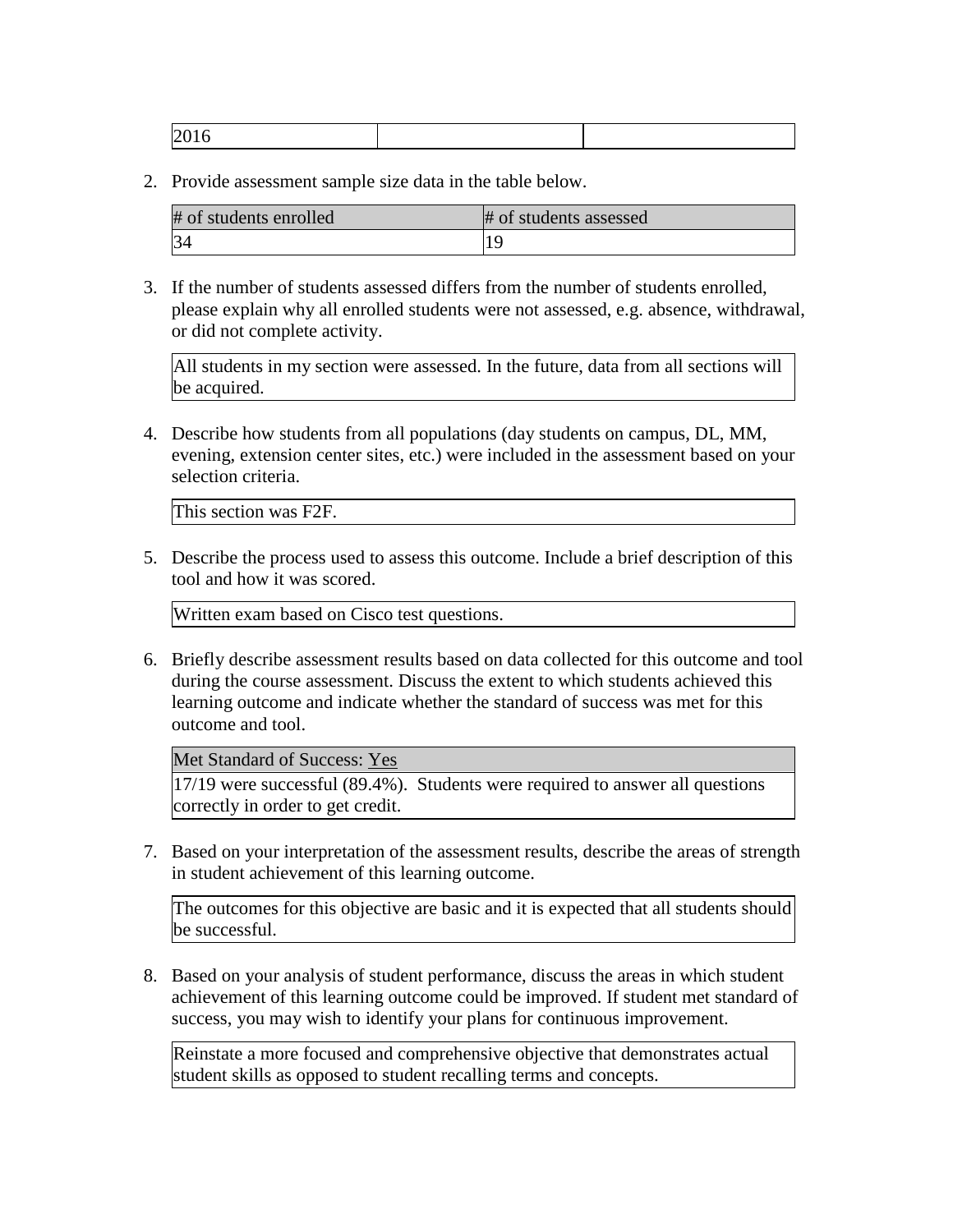| 2016 | | |
|---|---|---|

2. Provide assessment sample size data in the table below.

| # of students enrolled | # of students assessed |
|---|---|
| 34 | 19 |

3. If the number of students assessed differs from the number of students enrolled, please explain why all enrolled students were not assessed, e.g. absence, withdrawal, or did not complete activity.

| All students in my section were assessed. In the future, data from all sections will be acquired. |
|---|

4. Describe how students from all populations (day students on campus, DL, MM, evening, extension center sites, etc.) were included in the assessment based on your selection criteria.

| This section was F2F. |
|---|

5. Describe the process used to assess this outcome. Include a brief description of this tool and how it was scored.

| Written exam based on Cisco test questions. |
|---|

6. Briefly describe assessment results based on data collected for this outcome and tool during the course assessment. Discuss the extent to which students achieved this learning outcome and indicate whether the standard of success was met for this outcome and tool.

| Met Standard of Success: Yes |
|---|
| 17/19 were successful (89.4%). Students were required to answer all questions correctly in order to get credit. |

7. Based on your interpretation of the assessment results, describe the areas of strength in student achievement of this learning outcome.

| The outcomes for this objective are basic and it is expected that all students should be successful. |
|---|

8. Based on your analysis of student performance, discuss the areas in which student achievement of this learning outcome could be improved. If student met standard of success, you may wish to identify your plans for continuous improvement.

| Reinstate a more focused and comprehensive objective that demonstrates actual student skills as opposed to student recalling terms and concepts. |
|---|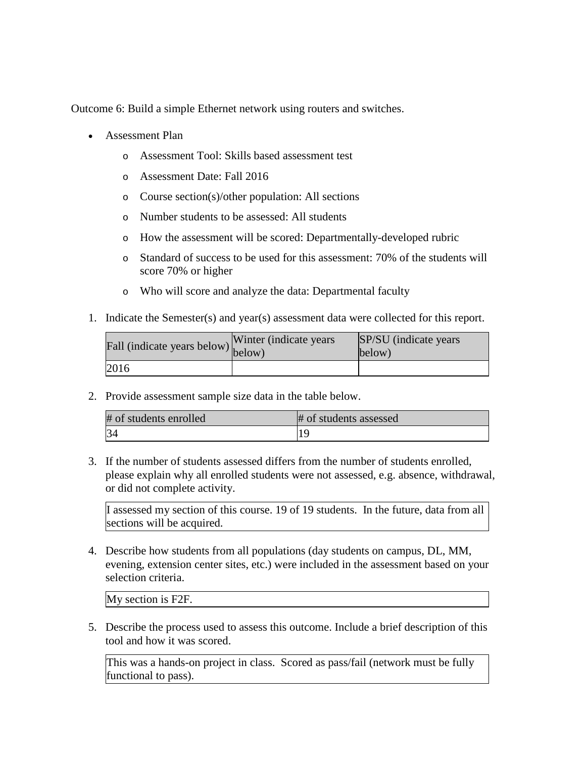Outcome 6: Build a simple Ethernet network using routers and switches.

- Assessment Plan
  - Assessment Tool: Skills based assessment test
  - Assessment Date: Fall 2016
  - Course section(s)/other population: All sections
  - Number students to be assessed: All students
  - How the assessment will be scored: Departmentally-developed rubric
  - Standard of success to be used for this assessment: 70% of the students will score 70% or higher
  - Who will score and analyze the data: Departmental faculty

1. Indicate the Semester(s) and year(s) assessment data were collected for this report.

| Fall (indicate years below) | Winter (indicate years below) | SP/SU (indicate years below) |
|---|---|---|
| 2016 | | |

2. Provide assessment sample size data in the table below.

| # of students enrolled | # of students assessed |
|---|---|
| 34 | 19 |

3. If the number of students assessed differs from the number of students enrolled, please explain why all enrolled students were not assessed, e.g. absence, withdrawal, or did not complete activity.

| I assessed my section of this course. 19 of 19 students. In the future, data from all sections will be acquired. |
|---|

4. Describe how students from all populations (day students on campus, DL, MM, evening, extension center sites, etc.) were included in the assessment based on your selection criteria.

| My section is F2F. |
|---|

5. Describe the process used to assess this outcome. Include a brief description of this tool and how it was scored.

| This was a hands-on project in class. Scored as pass/fail (network must be fully functional to pass). |
|---|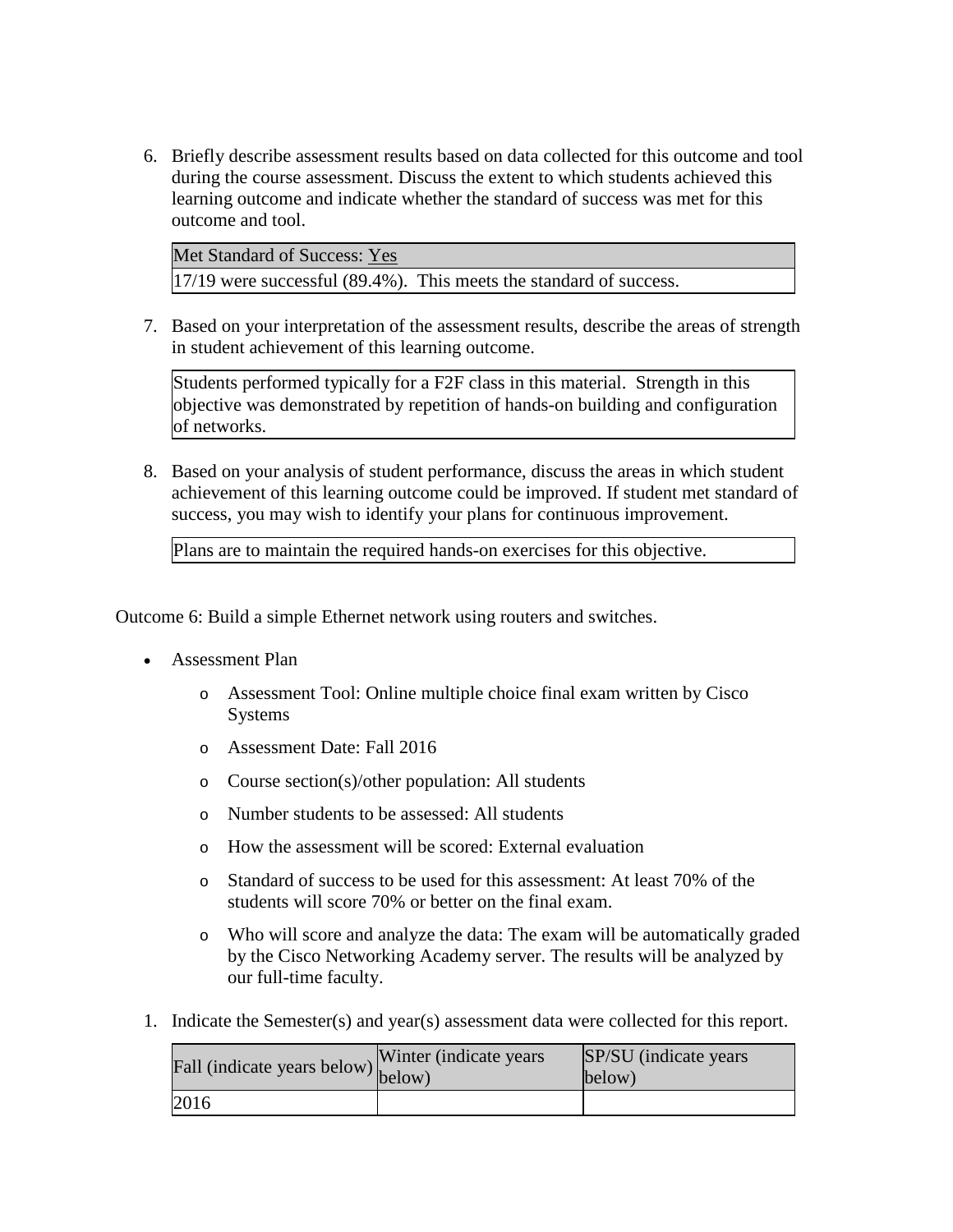6. Briefly describe assessment results based on data collected for this outcome and tool during the course assessment. Discuss the extent to which students achieved this learning outcome and indicate whether the standard of success was met for this outcome and tool.

| Met Standard of Success: Yes |
| --- |
| 17/19 were successful (89.4%). This meets the standard of success. |

7. Based on your interpretation of the assessment results, describe the areas of strength in student achievement of this learning outcome.

| Students performed typically for a F2F class in this material. Strength in this objective was demonstrated by repetition of hands-on building and configuration of networks. |
| --- |

8. Based on your analysis of student performance, discuss the areas in which student achievement of this learning outcome could be improved. If student met standard of success, you may wish to identify your plans for continuous improvement.

| Plans are to maintain the required hands-on exercises for this objective. |
| --- |

Outcome 6: Build a simple Ethernet network using routers and switches.

- Assessment Plan
  - Assessment Tool: Online multiple choice final exam written by Cisco Systems
  - Assessment Date: Fall 2016
  - Course section(s)/other population: All students
  - Number students to be assessed: All students
  - How the assessment will be scored: External evaluation
  - Standard of success to be used for this assessment: At least 70% of the students will score 70% or better on the final exam.
  - Who will score and analyze the data: The exam will be automatically graded by the Cisco Networking Academy server. The results will be analyzed by our full-time faculty.

1. Indicate the Semester(s) and year(s) assessment data were collected for this report.

| Fall (indicate years below) | Winter (indicate years below) | SP/SU (indicate years below) |
| --- | --- | --- |
| 2016 | | |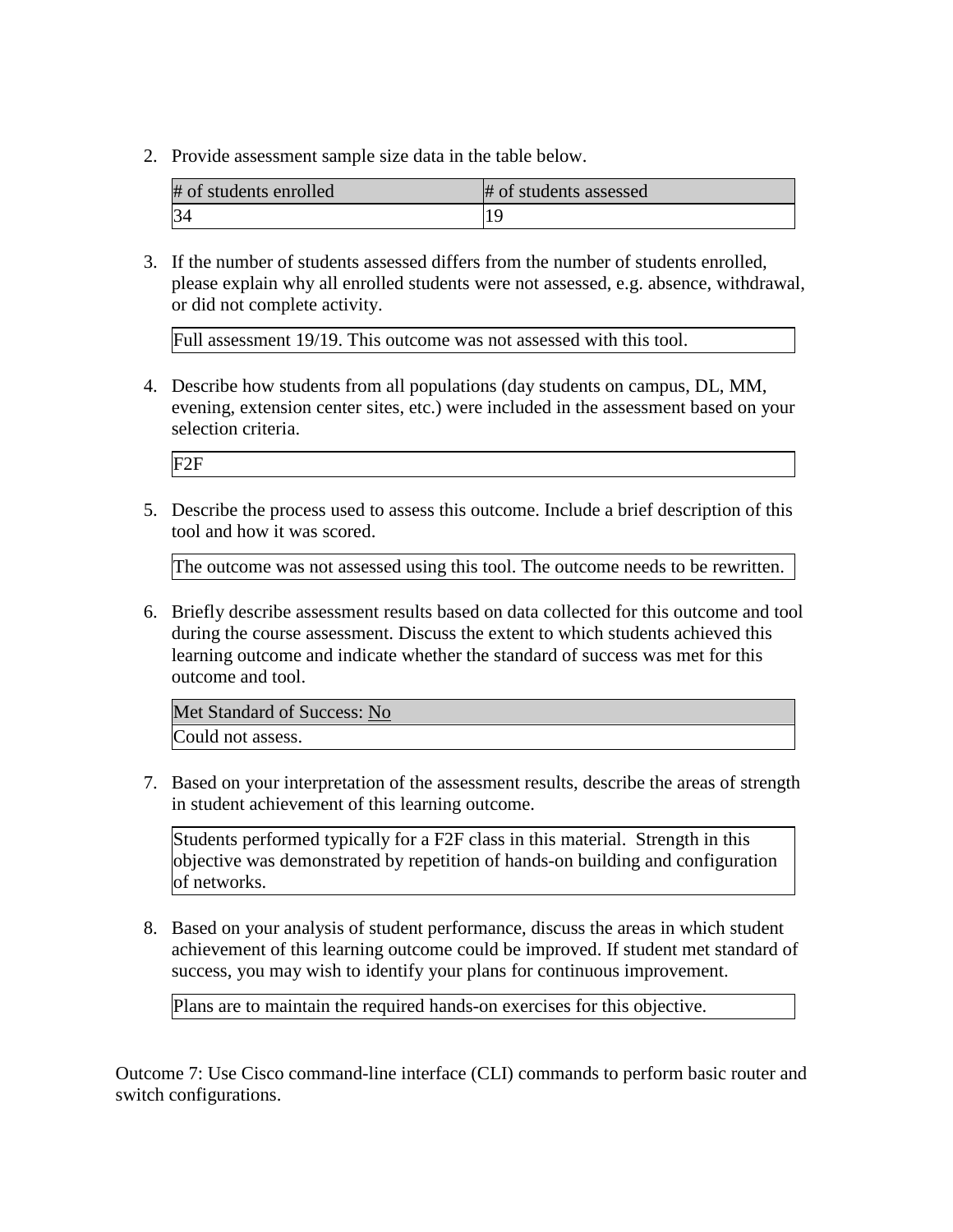2. Provide assessment sample size data in the table below.

| # of students enrolled | # of students assessed |
| --- | --- |
| 34 | 19 |

3. If the number of students assessed differs from the number of students enrolled, please explain why all enrolled students were not assessed, e.g. absence, withdrawal, or did not complete activity.

| Full assessment 19/19. This outcome was not assessed with this tool. |
| --- |

4. Describe how students from all populations (day students on campus, DL, MM, evening, extension center sites, etc.) were included in the assessment based on your selection criteria.

| F2F |
| --- |

5. Describe the process used to assess this outcome. Include a brief description of this tool and how it was scored.

| The outcome was not assessed using this tool. The outcome needs to be rewritten. |
| --- |

6. Briefly describe assessment results based on data collected for this outcome and tool during the course assessment. Discuss the extent to which students achieved this learning outcome and indicate whether the standard of success was met for this outcome and tool.

| Met Standard of Success: No |
| --- |
| Could not assess. |

7. Based on your interpretation of the assessment results, describe the areas of strength in student achievement of this learning outcome.

| Students performed typically for a F2F class in this material. Strength in this objective was demonstrated by repetition of hands-on building and configuration of networks. |
| --- |

8. Based on your analysis of student performance, discuss the areas in which student achievement of this learning outcome could be improved. If student met standard of success, you may wish to identify your plans for continuous improvement.

| Plans are to maintain the required hands-on exercises for this objective. |
| --- |

Outcome 7: Use Cisco command-line interface (CLI) commands to perform basic router and switch configurations.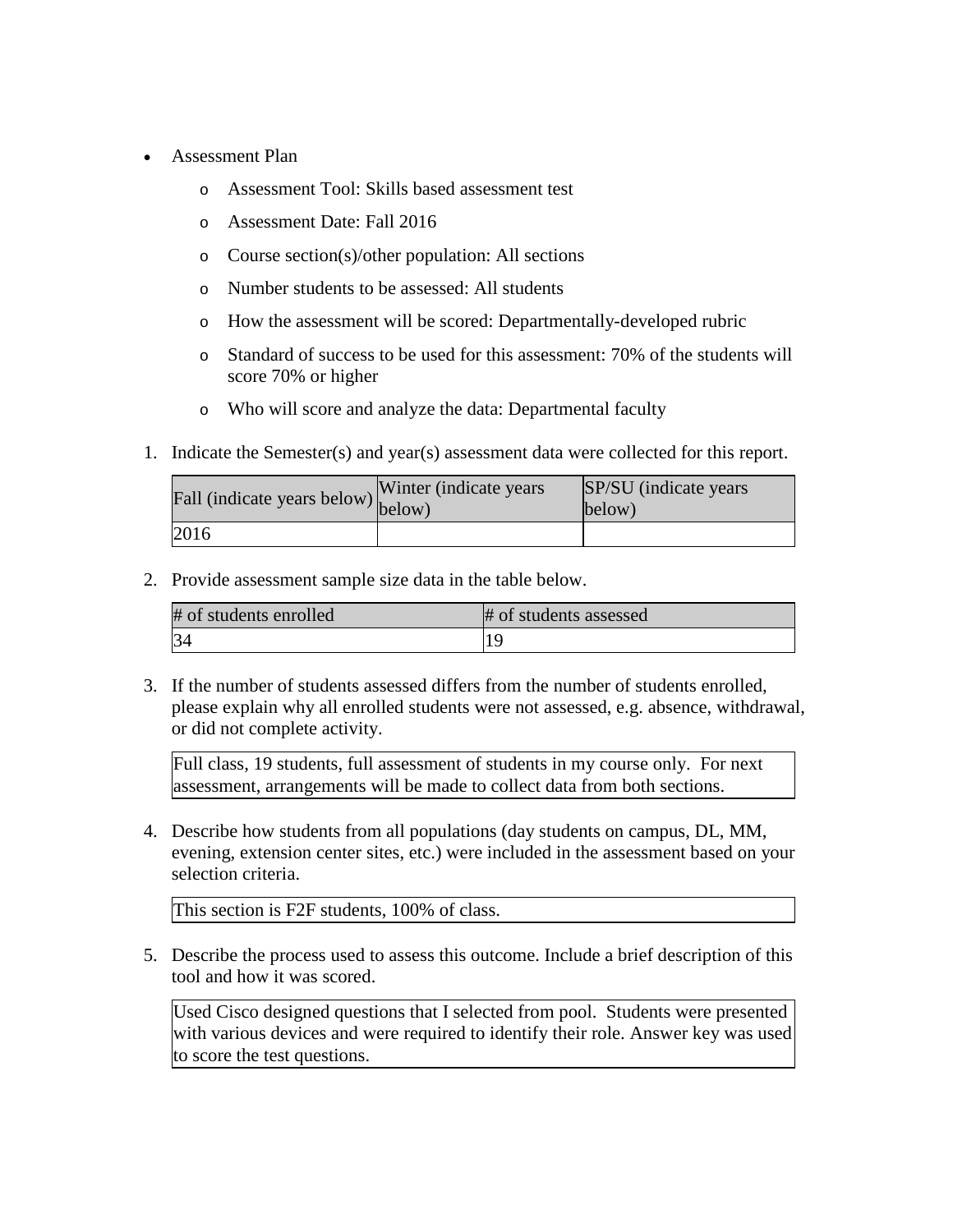- Assessment Plan
    - Assessment Tool: Skills based assessment test
    - Assessment Date: Fall 2016
    - Course section(s)/other population: All sections
    - Number students to be assessed: All students
    - How the assessment will be scored: Departmentally-developed rubric
    - Standard of success to be used for this assessment: 70% of the students will score 70% or higher
    - Who will score and analyze the data: Departmental faculty

1. Indicate the Semester(s) and year(s) assessment data were collected for this report.

| Fall (indicate years below) | Winter (indicate years below) | SP/SU (indicate years below) |
| --- | --- | --- |
| 2016 | | |

2. Provide assessment sample size data in the table below.

| # of students enrolled | # of students assessed |
| --- | --- |
| 34 | 19 |

3. If the number of students assessed differs from the number of students enrolled, please explain why all enrolled students were not assessed, e.g. absence, withdrawal, or did not complete activity.

| Full class, 19 students, full assessment of students in my course only. For next assessment, arrangements will be made to collect data from both sections. |
| --- |

4. Describe how students from all populations (day students on campus, DL, MM, evening, extension center sites, etc.) were included in the assessment based on your selection criteria.

| This section is F2F students, 100% of class. |
| --- |

5. Describe the process used to assess this outcome. Include a brief description of this tool and how it was scored.

| Used Cisco designed questions that I selected from pool. Students were presented with various devices and were required to identify their role. Answer key was used to score the test questions. |
| --- |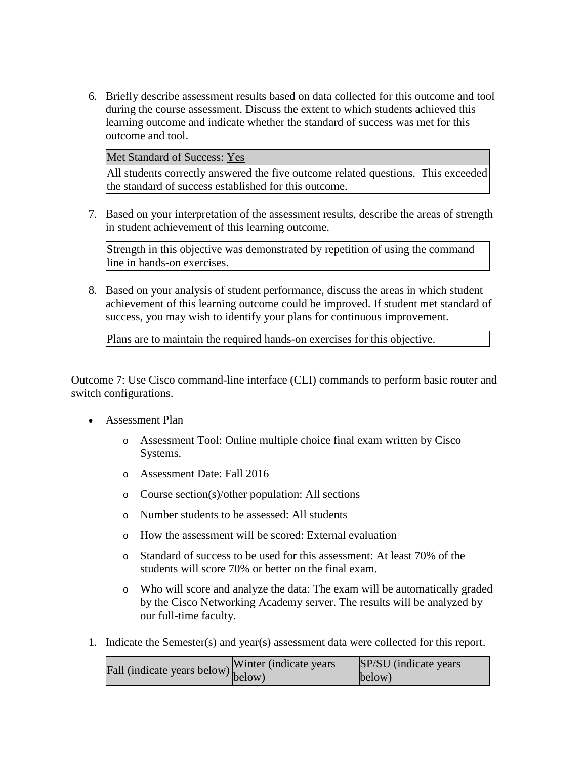6. Briefly describe assessment results based on data collected for this outcome and tool during the course assessment. Discuss the extent to which students achieved this learning outcome and indicate whether the standard of success was met for this outcome and tool.

| Met Standard of Success: Yes |
| --- |
| All students correctly answered the five outcome related questions. This exceeded the standard of success established for this outcome. |

7. Based on your interpretation of the assessment results, describe the areas of strength in student achievement of this learning outcome.

| Strength in this objective was demonstrated by repetition of using the command line in hands-on exercises. |
| --- |

8. Based on your analysis of student performance, discuss the areas in which student achievement of this learning outcome could be improved. If student met standard of success, you may wish to identify your plans for continuous improvement.

| Plans are to maintain the required hands-on exercises for this objective. |
| --- |

Outcome 7: Use Cisco command-line interface (CLI) commands to perform basic router and switch configurations.

- Assessment Plan
  - Assessment Tool: Online multiple choice final exam written by Cisco Systems.
  - Assessment Date: Fall 2016
  - Course section(s)/other population: All sections
  - Number students to be assessed: All students
  - How the assessment will be scored: External evaluation
  - Standard of success to be used for this assessment: At least 70% of the students will score 70% or better on the final exam.
  - Who will score and analyze the data: The exam will be automatically graded by the Cisco Networking Academy server. The results will be analyzed by our full-time faculty.

1. Indicate the Semester(s) and year(s) assessment data were collected for this report.

| Fall (indicate years below) | Winter (indicate years below) | SP/SU (indicate years below) |
| --- | --- | --- |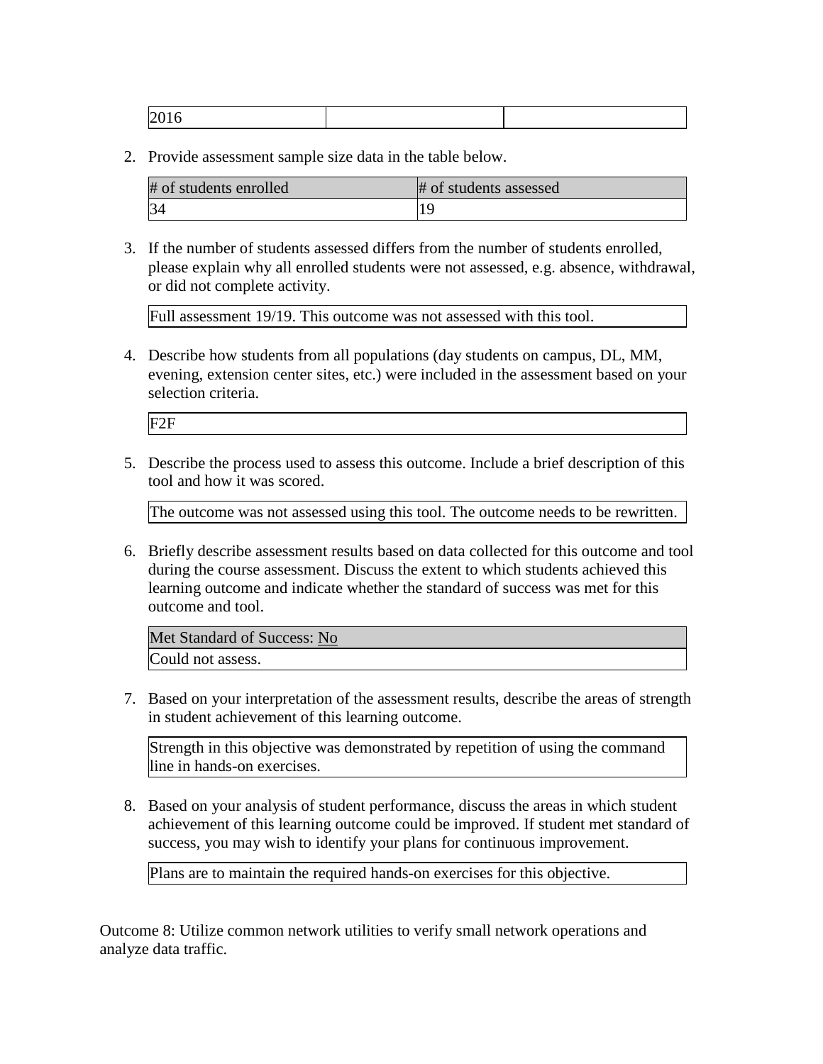| 2016 | | |
|---|---|---|

2. Provide assessment sample size data in the table below.

| # of students enrolled | # of students assessed |
|---|---|
| 34 | 19 |

3. If the number of students assessed differs from the number of students enrolled, please explain why all enrolled students were not assessed, e.g. absence, withdrawal, or did not complete activity.

| Full assessment 19/19. This outcome was not assessed with this tool. |
|---|

4. Describe how students from all populations (day students on campus, DL, MM, evening, extension center sites, etc.) were included in the assessment based on your selection criteria.

| F2F |
|---|

5. Describe the process used to assess this outcome. Include a brief description of this tool and how it was scored.

| The outcome was not assessed using this tool. The outcome needs to be rewritten. |
|---|

6. Briefly describe assessment results based on data collected for this outcome and tool during the course assessment. Discuss the extent to which students achieved this learning outcome and indicate whether the standard of success was met for this outcome and tool.

| Met Standard of Success: No |
|---|
| Could not assess. |

7. Based on your interpretation of the assessment results, describe the areas of strength in student achievement of this learning outcome.

| Strength in this objective was demonstrated by repetition of using the command line in hands-on exercises. |
|---|

8. Based on your analysis of student performance, discuss the areas in which student achievement of this learning outcome could be improved. If student met standard of success, you may wish to identify your plans for continuous improvement.

| Plans are to maintain the required hands-on exercises for this objective. |
|---|

Outcome 8: Utilize common network utilities to verify small network operations and analyze data traffic.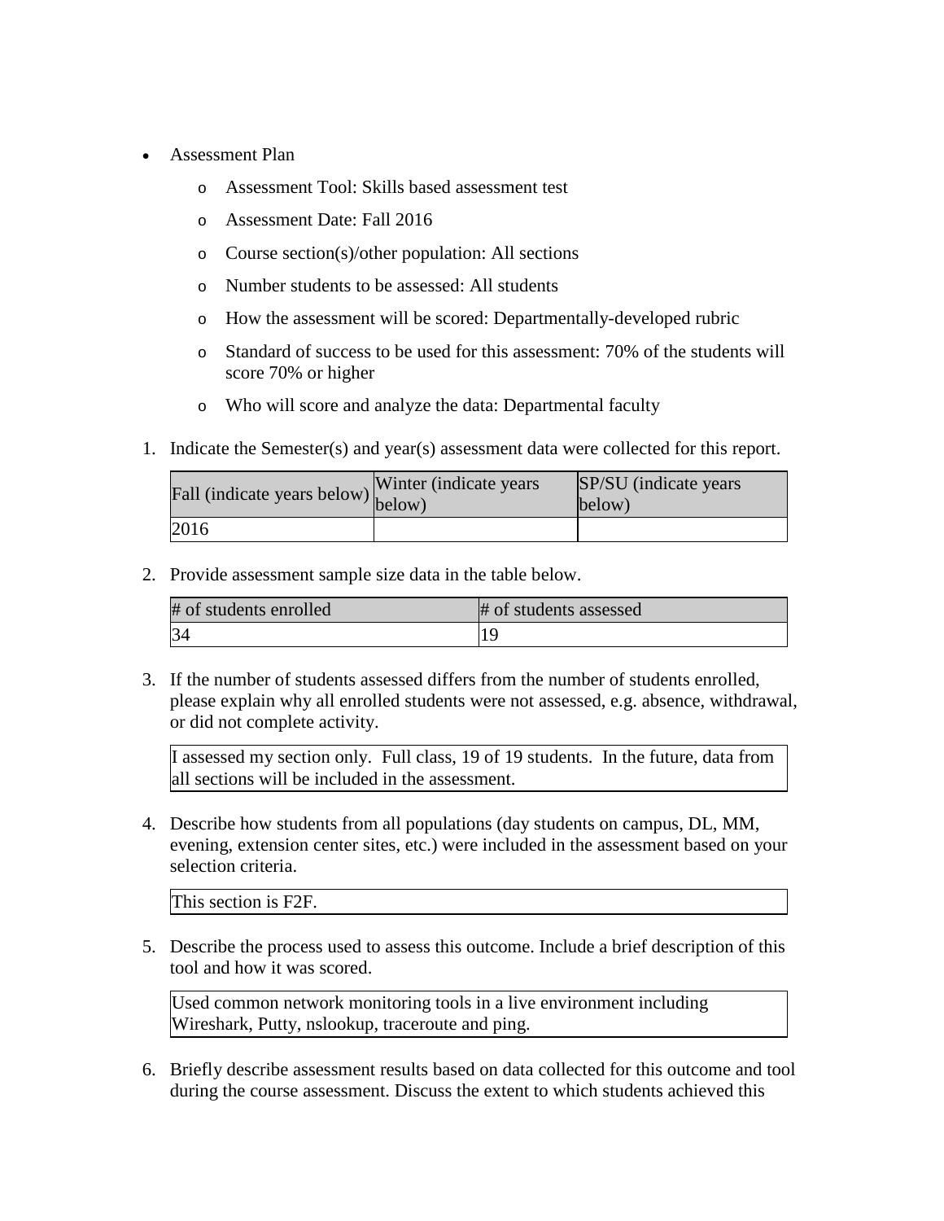- Assessment Plan
    - Assessment Tool: Skills based assessment test
    - Assessment Date: Fall 2016
    - Course section(s)/other population: All sections
    - Number students to be assessed: All students
    - How the assessment will be scored: Departmentally-developed rubric
    - Standard of success to be used for this assessment: 70% of the students will score 70% or higher
    - Who will score and analyze the data: Departmental faculty

1. Indicate the Semester(s) and year(s) assessment data were collected for this report.

| Fall (indicate years below) | Winter (indicate years below) | SP/SU (indicate years below) |
| --- | --- | --- |
| 2016 | | |

2. Provide assessment sample size data in the table below.

| # of students enrolled | # of students assessed |
| --- | --- |
| 34 | 19 |

3. If the number of students assessed differs from the number of students enrolled, please explain why all enrolled students were not assessed, e.g. absence, withdrawal, or did not complete activity.

| I assessed my section only. Full class, 19 of 19 students. In the future, data from all sections will be included in the assessment. |
| --- |

4. Describe how students from all populations (day students on campus, DL, MM, evening, extension center sites, etc.) were included in the assessment based on your selection criteria.

| This section is F2F. |
| --- |

5. Describe the process used to assess this outcome. Include a brief description of this tool and how it was scored.

| Used common network monitoring tools in a live environment including Wireshark, Putty, nslookup, traceroute and ping. |
| --- |

6. Briefly describe assessment results based on data collected for this outcome and tool during the course assessment. Discuss the extent to which students achieved this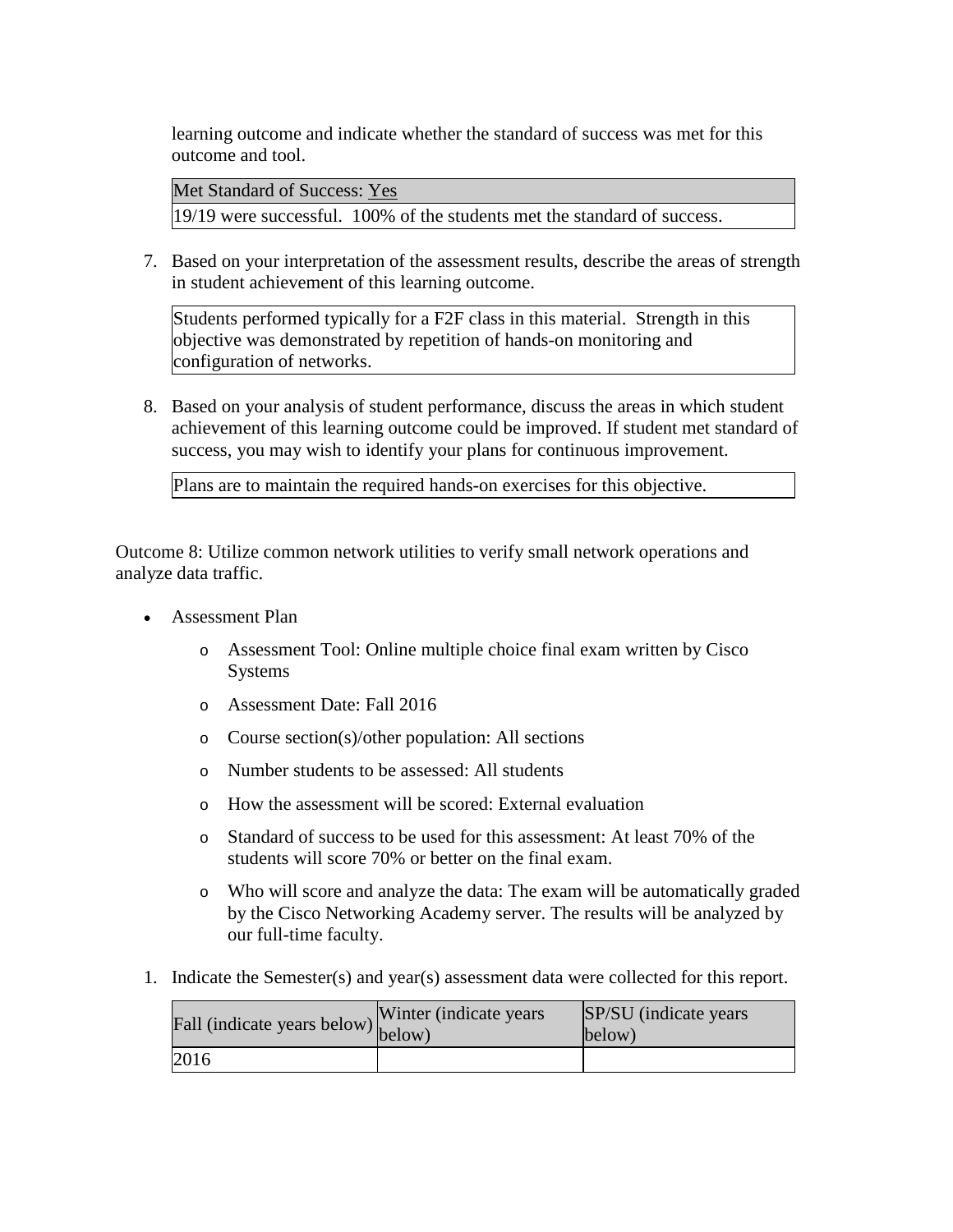learning outcome and indicate whether the standard of success was met for this outcome and tool.

| Met Standard of Success: Yes |
|---|
| 19/19 were successful. 100% of the students met the standard of success. |

7. Based on your interpretation of the assessment results, describe the areas of strength in student achievement of this learning outcome.

| Students performed typically for a F2F class in this material. Strength in this objective was demonstrated by repetition of hands-on monitoring and configuration of networks. |
|---|

8. Based on your analysis of student performance, discuss the areas in which student achievement of this learning outcome could be improved. If student met standard of success, you may wish to identify your plans for continuous improvement.

| Plans are to maintain the required hands-on exercises for this objective. |
|---|

Outcome 8: Utilize common network utilities to verify small network operations and analyze data traffic.

- Assessment Plan
  - Assessment Tool: Online multiple choice final exam written by Cisco Systems
  - Assessment Date: Fall 2016
  - Course section(s)/other population: All sections
  - Number students to be assessed: All students
  - How the assessment will be scored: External evaluation
  - Standard of success to be used for this assessment: At least 70% of the students will score 70% or better on the final exam.
  - Who will score and analyze the data: The exam will be automatically graded by the Cisco Networking Academy server. The results will be analyzed by our full-time faculty.

1. Indicate the Semester(s) and year(s) assessment data were collected for this report.

| Fall (indicate years below) | Winter (indicate years below) | SP/SU (indicate years below) |
|---|---|---|
| 2016 | | |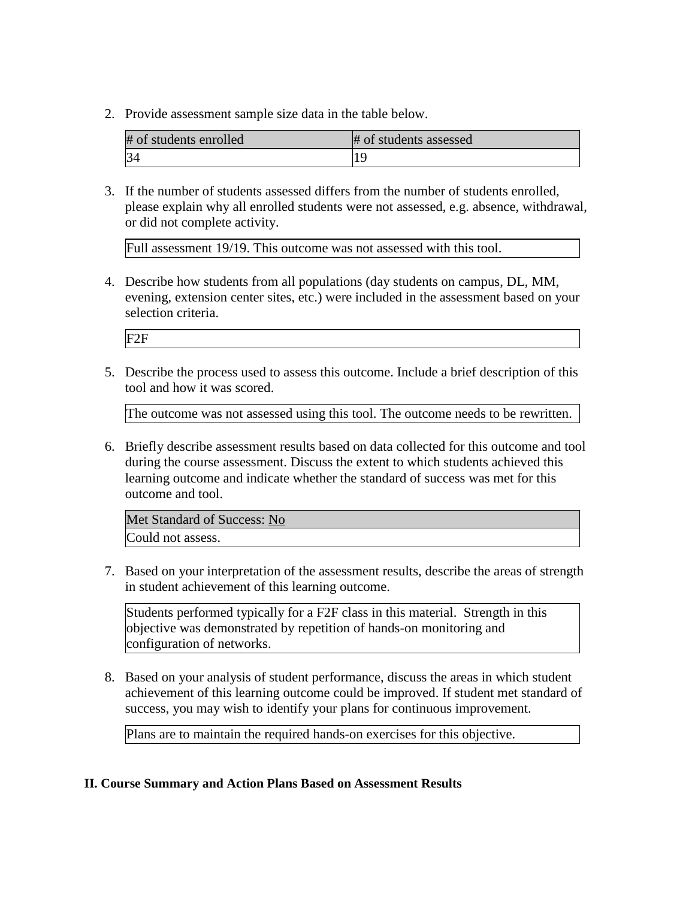2. Provide assessment sample size data in the table below.

| # of students enrolled | # of students assessed |
| --- | --- |
| 34 | 19 |

3. If the number of students assessed differs from the number of students enrolled, please explain why all enrolled students were not assessed, e.g. absence, withdrawal, or did not complete activity.

| Full assessment 19/19. This outcome was not assessed with this tool. |
| --- |

4. Describe how students from all populations (day students on campus, DL, MM, evening, extension center sites, etc.) were included in the assessment based on your selection criteria.

| F2F |
| --- |

5. Describe the process used to assess this outcome. Include a brief description of this tool and how it was scored.

| The outcome was not assessed using this tool. The outcome needs to be rewritten. |
| --- |

6. Briefly describe assessment results based on data collected for this outcome and tool during the course assessment. Discuss the extent to which students achieved this learning outcome and indicate whether the standard of success was met for this outcome and tool.

| Met Standard of Success: No |
| --- |
| Could not assess. |

7. Based on your interpretation of the assessment results, describe the areas of strength in student achievement of this learning outcome.

| Students performed typically for a F2F class in this material. Strength in this objective was demonstrated by repetition of hands-on monitoring and configuration of networks. |
| --- |

8. Based on your analysis of student performance, discuss the areas in which student achievement of this learning outcome could be improved. If student met standard of success, you may wish to identify your plans for continuous improvement.

| Plans are to maintain the required hands-on exercises for this objective. |
| --- |

**II. Course Summary and Action Plans Based on Assessment Results**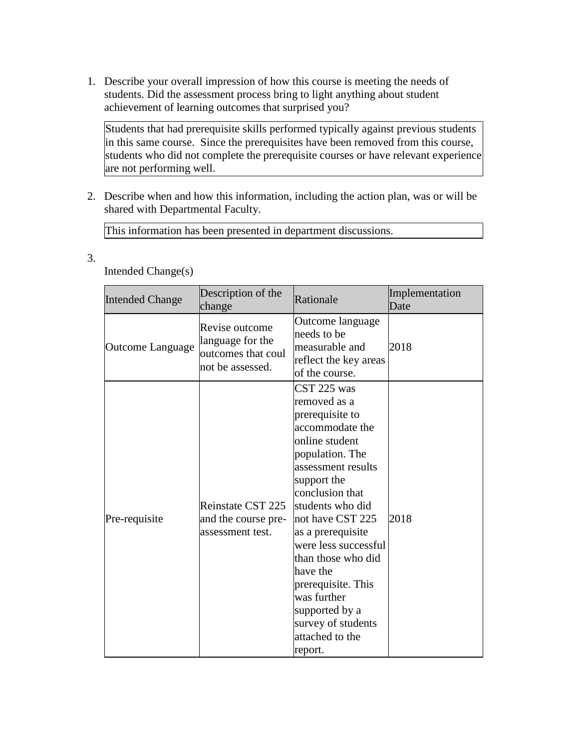1. Describe your overall impression of how this course is meeting the needs of students. Did the assessment process bring to light anything about student achievement of learning outcomes that surprised you?

   Students that had prerequisite skills performed typically against previous students in this same course. Since the prerequisites have been removed from this course, students who did not complete the prerequisite courses or have relevant experience are not performing well.

2. Describe when and how this information, including the action plan, was or will be shared with Departmental Faculty.

   This information has been presented in department discussions.

3. Intended Change(s)

| Intended Change | Description of the change | Rationale | Implementation Date |
|---|---|---|---|
| Outcome Language | Revise outcome language for the outcomes that coul not be assessed. | Outcome language needs to be measurable and reflect the key areas of the course. | 2018 |
| Pre-requisite | Reinstate CST 225 and the course pre-assessment test. | CST 225 was removed as a prerequisite to accommodate the online student population. The assessment results support the conclusion that students who did not have CST 225 as a prerequisite were less successful than those who did have the prerequisite. This was further supported by a survey of students attached to the report. | 2018 |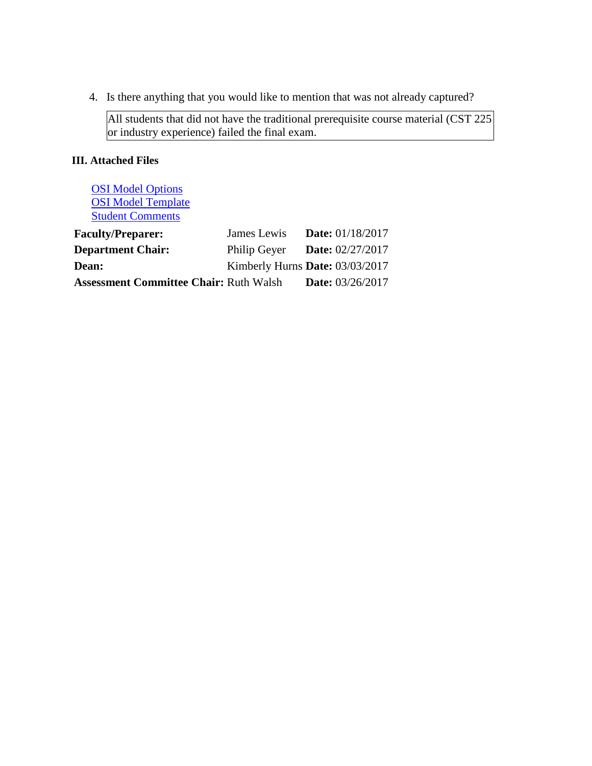4. Is there anything that you would like to mention that was not already captured?

   All students that did not have the traditional prerequisite course material (CST 225 or industry experience) failed the final exam.

### III. Attached Files

OSI Model Options
OSI Model Template
Student Comments

| | | |
|---|---|---|
| **Faculty/Preparer:** | James Lewis | **Date:** 01/18/2017 |
| **Department Chair:** | Philip Geyer | **Date:** 02/27/2017 |
| **Dean:** | Kimberly Hurns | **Date:** 03/03/2017 |
| **Assessment Committee Chair:** | Ruth Walsh | **Date:** 03/26/2017 |